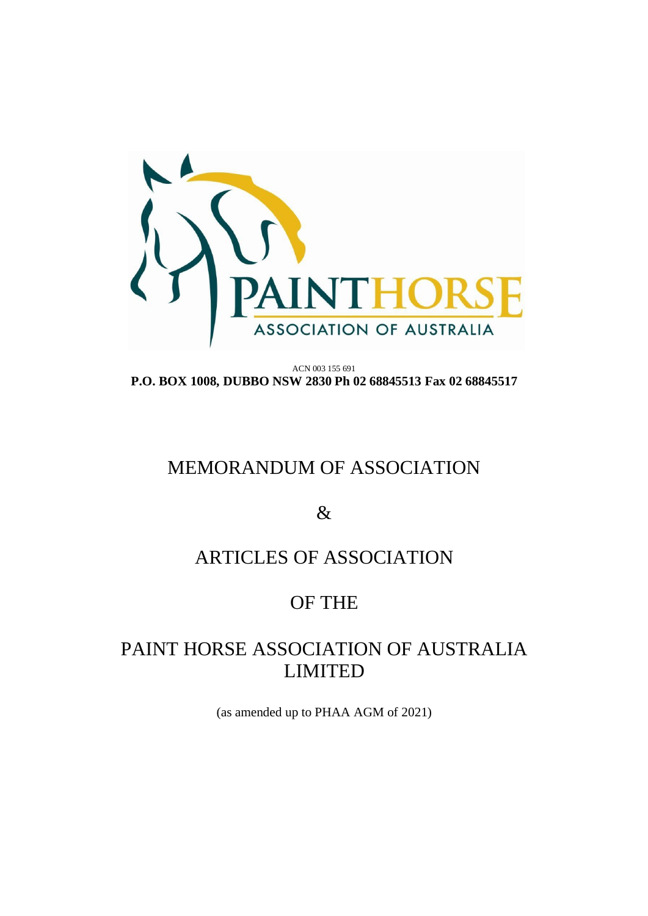ACN 003 155 691

**P.O. BOX 1008, DUBBO NSW 2830 Ph 02 68845513 Fax 02 68845517**

# MEMORANDUM OF ASSOCIATION

# &

# ARTICLES OF ASSOCIATION

# OF THE

# PAINT HORSE ASSOCIATION OF AUSTRALIA LIMITED

(as amended up to PHAA AGM of 2021)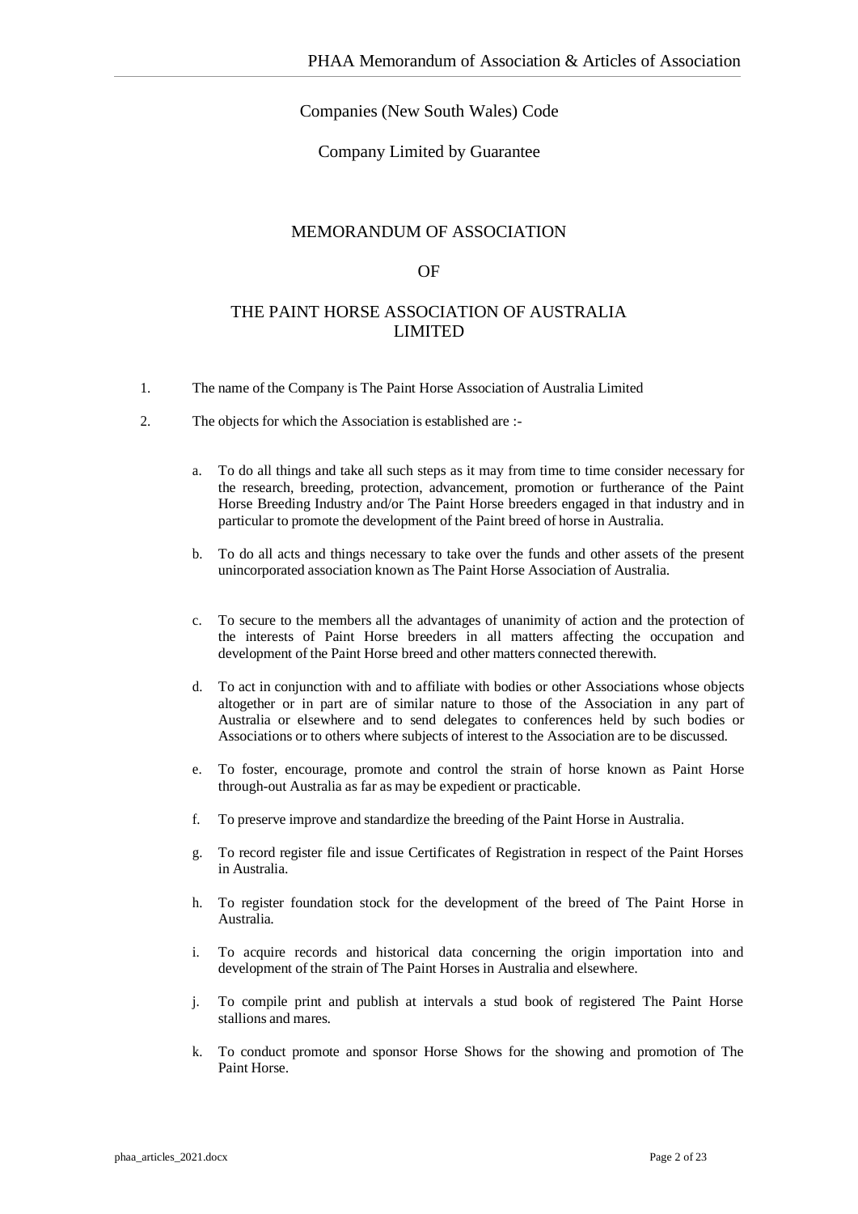Companies (New South Wales) Code

Company Limited by Guarantee

# MEMORANDUM OF ASSOCIATION

# OF

# THE PAINT HORSE ASSOCIATION OF AUSTRALIA LIMITED

1. The name of the Company is The Paint Horse Association of Australia Limited

2. The objects for which the Association is established are :-

   a. To do all things and take all such steps as it may from time to time consider necessary for the research, breeding, protection, advancement, promotion or furtherance of the Paint Horse Breeding Industry and/or The Paint Horse breeders engaged in that industry and in particular to promote the development of the Paint breed of horse in Australia.

   b. To do all acts and things necessary to take over the funds and other assets of the present unincorporated association known as The Paint Horse Association of Australia.

   c. To secure to the members all the advantages of unanimity of action and the protection of the interests of Paint Horse breeders in all matters affecting the occupation and development of the Paint Horse breed and other matters connected therewith.

   d. To act in conjunction with and to affiliate with bodies or other Associations whose objects altogether or in part are of similar nature to those of the Association in any part of Australia or elsewhere and to send delegates to conferences held by such bodies or Associations or to others where subjects of interest to the Association are to be discussed.

   e. To foster, encourage, promote and control the strain of horse known as Paint Horse through-out Australia as far as may be expedient or practicable.

   f. To preserve improve and standardize the breeding of the Paint Horse in Australia.

   g. To record register file and issue Certificates of Registration in respect of the Paint Horses in Australia.

   h. To register foundation stock for the development of the breed of The Paint Horse in Australia.

   i. To acquire records and historical data concerning the origin importation into and development of the strain of The Paint Horses in Australia and elsewhere.

   j. To compile print and publish at intervals a stud book of registered The Paint Horse stallions and mares.

   k. To conduct promote and sponsor Horse Shows for the showing and promotion of The Paint Horse.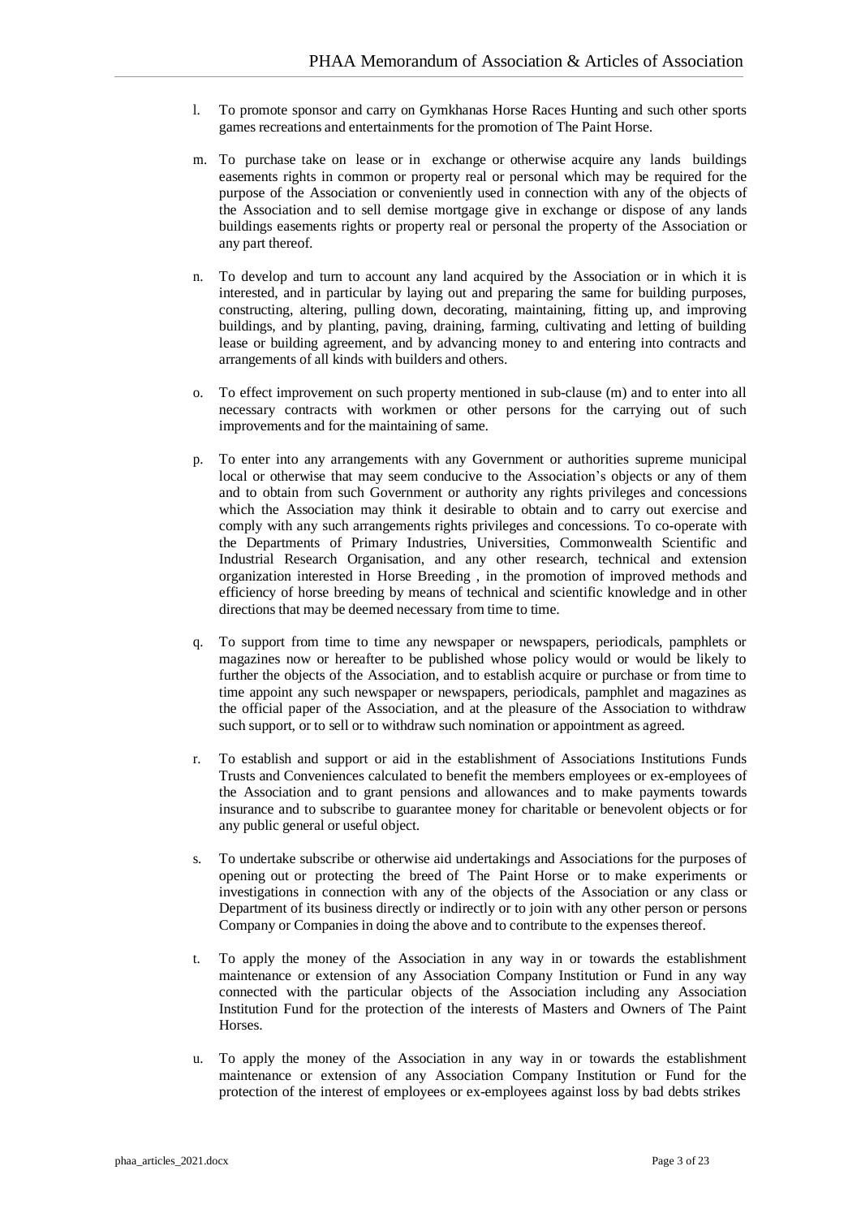l. To promote sponsor and carry on Gymkhanas Horse Races Hunting and such other sports games recreations and entertainments for the promotion of The Paint Horse.

m. To purchase take on lease or in exchange or otherwise acquire any lands buildings easements rights in common or property real or personal which may be required for the purpose of the Association or conveniently used in connection with any of the objects of the Association and to sell demise mortgage give in exchange or dispose of any lands buildings easements rights or property real or personal the property of the Association or any part thereof.

n. To develop and turn to account any land acquired by the Association or in which it is interested, and in particular by laying out and preparing the same for building purposes, constructing, altering, pulling down, decorating, maintaining, fitting up, and improving buildings, and by planting, paving, draining, farming, cultivating and letting of building lease or building agreement, and by advancing money to and entering into contracts and arrangements of all kinds with builders and others.

o. To effect improvement on such property mentioned in sub-clause (m) and to enter into all necessary contracts with workmen or other persons for the carrying out of such improvements and for the maintaining of same.

p. To enter into any arrangements with any Government or authorities supreme municipal local or otherwise that may seem conducive to the Association's objects or any of them and to obtain from such Government or authority any rights privileges and concessions which the Association may think it desirable to obtain and to carry out exercise and comply with any such arrangements rights privileges and concessions. To co-operate with the Departments of Primary Industries, Universities, Commonwealth Scientific and Industrial Research Organisation, and any other research, technical and extension organization interested in Horse Breeding , in the promotion of improved methods and efficiency of horse breeding by means of technical and scientific knowledge and in other directions that may be deemed necessary from time to time.

q. To support from time to time any newspaper or newspapers, periodicals, pamphlets or magazines now or hereafter to be published whose policy would or would be likely to further the objects of the Association, and to establish acquire or purchase or from time to time appoint any such newspaper or newspapers, periodicals, pamphlet and magazines as the official paper of the Association, and at the pleasure of the Association to withdraw such support, or to sell or to withdraw such nomination or appointment as agreed.

r. To establish and support or aid in the establishment of Associations Institutions Funds Trusts and Conveniences calculated to benefit the members employees or ex-employees of the Association and to grant pensions and allowances and to make payments towards insurance and to subscribe to guarantee money for charitable or benevolent objects or for any public general or useful object.

s. To undertake subscribe or otherwise aid undertakings and Associations for the purposes of opening out or protecting the breed of The Paint Horse or to make experiments or investigations in connection with any of the objects of the Association or any class or Department of its business directly or indirectly or to join with any other person or persons Company or Companies in doing the above and to contribute to the expenses thereof.

t. To apply the money of the Association in any way in or towards the establishment maintenance or extension of any Association Company Institution or Fund in any way connected with the particular objects of the Association including any Association Institution Fund for the protection of the interests of Masters and Owners of The Paint Horses.

u. To apply the money of the Association in any way in or towards the establishment maintenance or extension of any Association Company Institution or Fund for the protection of the interest of employees or ex-employees against loss by bad debts strikes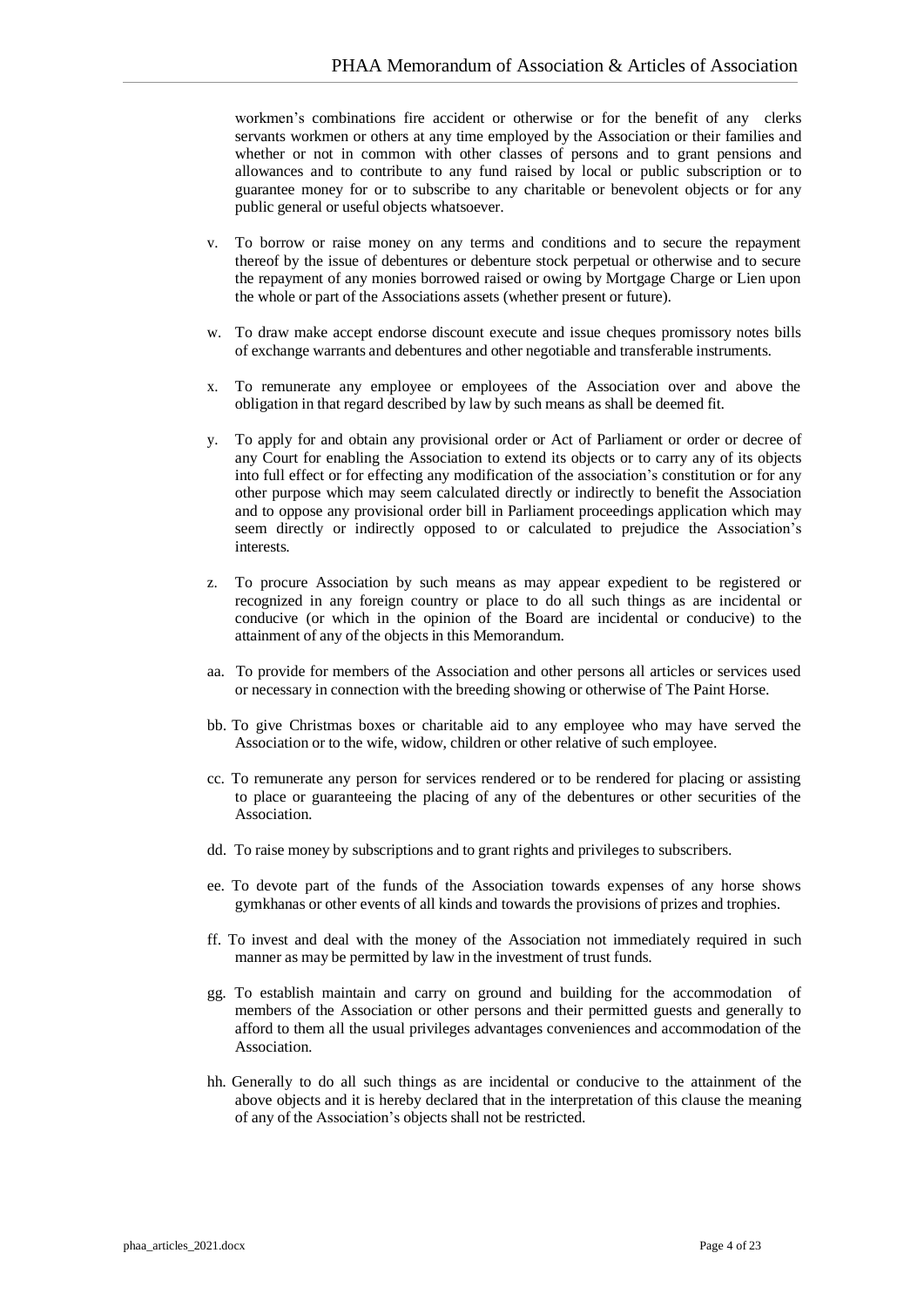workmen's combinations fire accident or otherwise or for the benefit of any clerks servants workmen or others at any time employed by the Association or their families and whether or not in common with other classes of persons and to grant pensions and allowances and to contribute to any fund raised by local or public subscription or to guarantee money for or to subscribe to any charitable or benevolent objects or for any public general or useful objects whatsoever.

v. To borrow or raise money on any terms and conditions and to secure the repayment thereof by the issue of debentures or debenture stock perpetual or otherwise and to secure the repayment of any monies borrowed raised or owing by Mortgage Charge or Lien upon the whole or part of the Associations assets (whether present or future).

w. To draw make accept endorse discount execute and issue cheques promissory notes bills of exchange warrants and debentures and other negotiable and transferable instruments.

x. To remunerate any employee or employees of the Association over and above the obligation in that regard described by law by such means as shall be deemed fit.

y. To apply for and obtain any provisional order or Act of Parliament or order or decree of any Court for enabling the Association to extend its objects or to carry any of its objects into full effect or for effecting any modification of the association's constitution or for any other purpose which may seem calculated directly or indirectly to benefit the Association and to oppose any provisional order bill in Parliament proceedings application which may seem directly or indirectly opposed to or calculated to prejudice the Association's interests.

z. To procure Association by such means as may appear expedient to be registered or recognized in any foreign country or place to do all such things as are incidental or conducive (or which in the opinion of the Board are incidental or conducive) to the attainment of any of the objects in this Memorandum.

aa. To provide for members of the Association and other persons all articles or services used or necessary in connection with the breeding showing or otherwise of The Paint Horse.

bb. To give Christmas boxes or charitable aid to any employee who may have served the Association or to the wife, widow, children or other relative of such employee.

cc. To remunerate any person for services rendered or to be rendered for placing or assisting to place or guaranteeing the placing of any of the debentures or other securities of the Association.

dd. To raise money by subscriptions and to grant rights and privileges to subscribers.

ee. To devote part of the funds of the Association towards expenses of any horse shows gymkhanas or other events of all kinds and towards the provisions of prizes and trophies.

ff. To invest and deal with the money of the Association not immediately required in such manner as may be permitted by law in the investment of trust funds.

gg. To establish maintain and carry on ground and building for the accommodation of members of the Association or other persons and their permitted guests and generally to afford to them all the usual privileges advantages conveniences and accommodation of the Association.

hh. Generally to do all such things as are incidental or conducive to the attainment of the above objects and it is hereby declared that in the interpretation of this clause the meaning of any of the Association's objects shall not be restricted.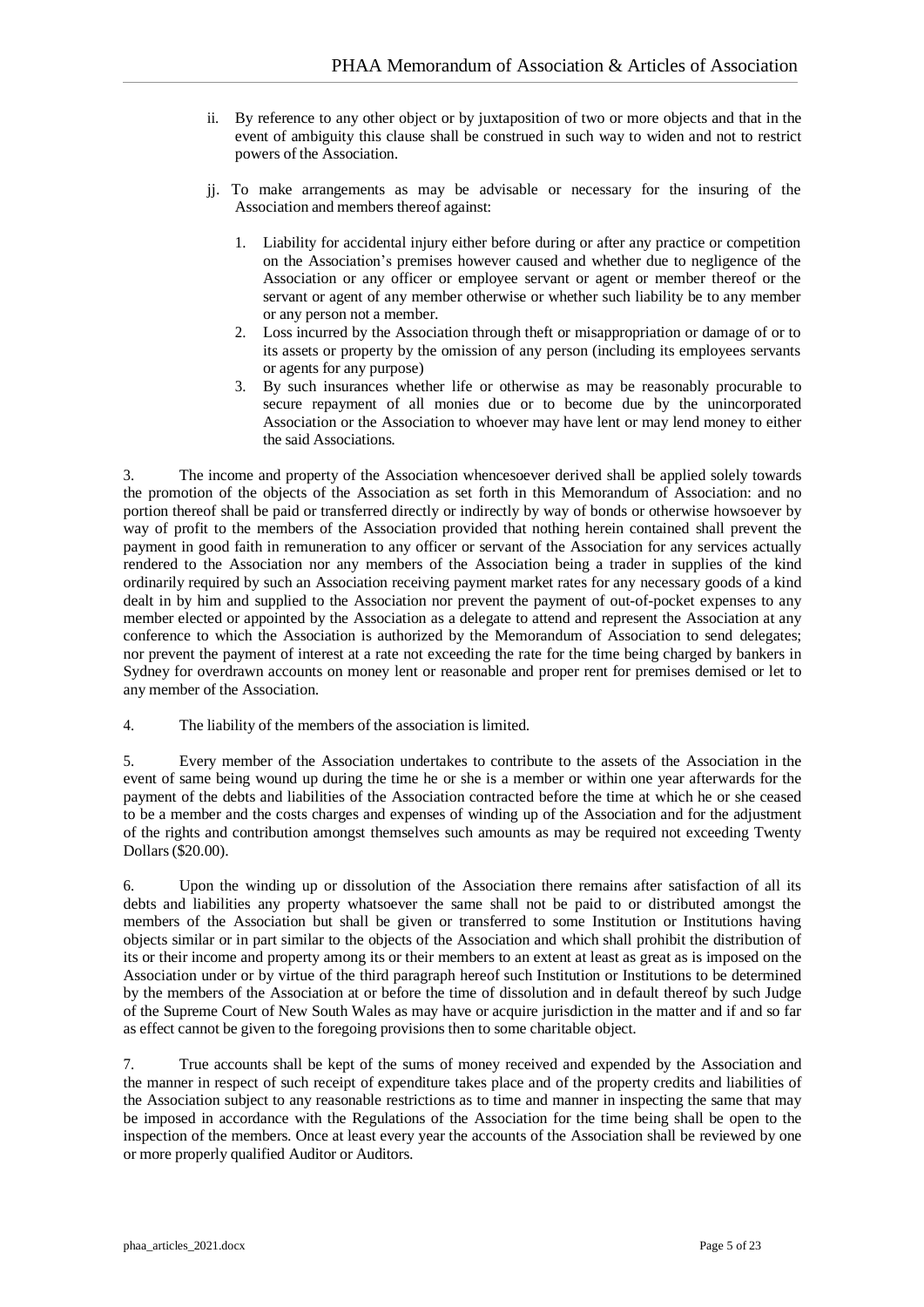ii. By reference to any other object or by juxtaposition of two or more objects and that in the event of ambiguity this clause shall be construed in such way to widen and not to restrict powers of the Association.

jj. To make arrangements as may be advisable or necessary for the insuring of the Association and members thereof against:

1. Liability for accidental injury either before during or after any practice or competition on the Association's premises however caused and whether due to negligence of the Association or any officer or employee servant or agent or member thereof or the servant or agent of any member otherwise or whether such liability be to any member or any person not a member.
2. Loss incurred by the Association through theft or misappropriation or damage of or to its assets or property by the omission of any person (including its employees servants or agents for any purpose)
3. By such insurances whether life or otherwise as may be reasonably procurable to secure repayment of all monies due or to become due by the unincorporated Association or the Association to whoever may have lent or may lend money to either the said Associations.

3. The income and property of the Association whencesoever derived shall be applied solely towards the promotion of the objects of the Association as set forth in this Memorandum of Association: and no portion thereof shall be paid or transferred directly or indirectly by way of bonds or otherwise howsoever by way of profit to the members of the Association provided that nothing herein contained shall prevent the payment in good faith in remuneration to any officer or servant of the Association for any services actually rendered to the Association nor any members of the Association being a trader in supplies of the kind ordinarily required by such an Association receiving payment market rates for any necessary goods of a kind dealt in by him and supplied to the Association nor prevent the payment of out-of-pocket expenses to any member elected or appointed by the Association as a delegate to attend and represent the Association at any conference to which the Association is authorized by the Memorandum of Association to send delegates; nor prevent the payment of interest at a rate not exceeding the rate for the time being charged by bankers in Sydney for overdrawn accounts on money lent or reasonable and proper rent for premises demised or let to any member of the Association.

4. The liability of the members of the association is limited.

5. Every member of the Association undertakes to contribute to the assets of the Association in the event of same being wound up during the time he or she is a member or within one year afterwards for the payment of the debts and liabilities of the Association contracted before the time at which he or she ceased to be a member and the costs charges and expenses of winding up of the Association and for the adjustment of the rights and contribution amongst themselves such amounts as may be required not exceeding Twenty Dollars ($20.00).

6. Upon the winding up or dissolution of the Association there remains after satisfaction of all its debts and liabilities any property whatsoever the same shall not be paid to or distributed amongst the members of the Association but shall be given or transferred to some Institution or Institutions having objects similar or in part similar to the objects of the Association and which shall prohibit the distribution of its or their income and property among its or their members to an extent at least as great as is imposed on the Association under or by virtue of the third paragraph hereof such Institution or Institutions to be determined by the members of the Association at or before the time of dissolution and in default thereof by such Judge of the Supreme Court of New South Wales as may have or acquire jurisdiction in the matter and if and so far as effect cannot be given to the foregoing provisions then to some charitable object.

7. True accounts shall be kept of the sums of money received and expended by the Association and the manner in respect of such receipt of expenditure takes place and of the property credits and liabilities of the Association subject to any reasonable restrictions as to time and manner in inspecting the same that may be imposed in accordance with the Regulations of the Association for the time being shall be open to the inspection of the members. Once at least every year the accounts of the Association shall be reviewed by one or more properly qualified Auditor or Auditors.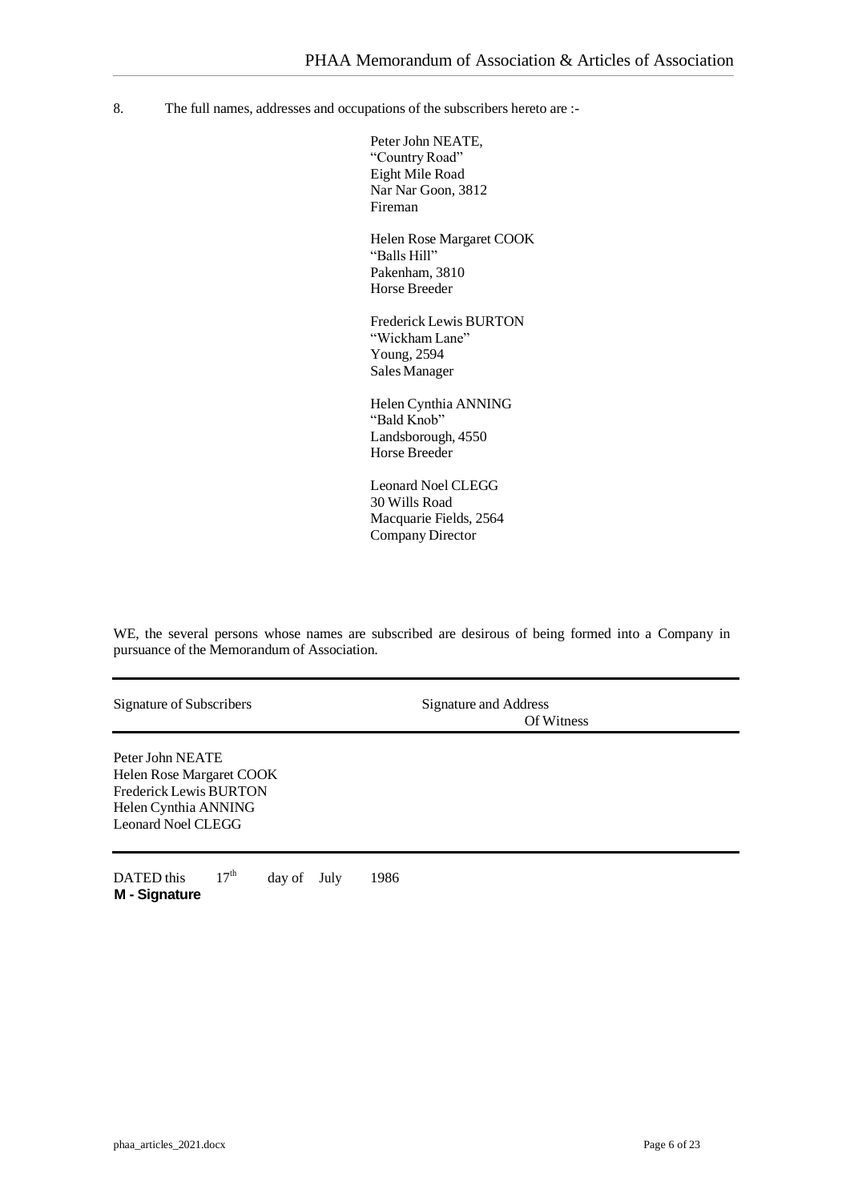8. The full names, addresses and occupations of the subscribers hereto are :-

Peter John NEATE,
"Country Road"
Eight Mile Road
Nar Nar Goon, 3812
Fireman

Helen Rose Margaret COOK
"Balls Hill"
Pakenham, 3810
Horse Breeder

Frederick Lewis BURTON
"Wickham Lane"
Young, 2594
Sales Manager

Helen Cynthia ANNING
"Bald Knob"
Landsborough, 4550
Horse Breeder

Leonard Noel CLEGG
30 Wills Road
Macquarie Fields, 2564
Company Director

WE, the several persons whose names are subscribed are desirous of being formed into a Company in pursuance of the Memorandum of Association.

| Signature of Subscribers | Signature and Address Of Witness |
|---|---|
| Peter John NEATE<br>Helen Rose Margaret COOK<br>Frederick Lewis BURTON<br>Helen Cynthia ANNING<br>Leonard Noel CLEGG | |

DATED this 17th day of July 1986

**M - Signature**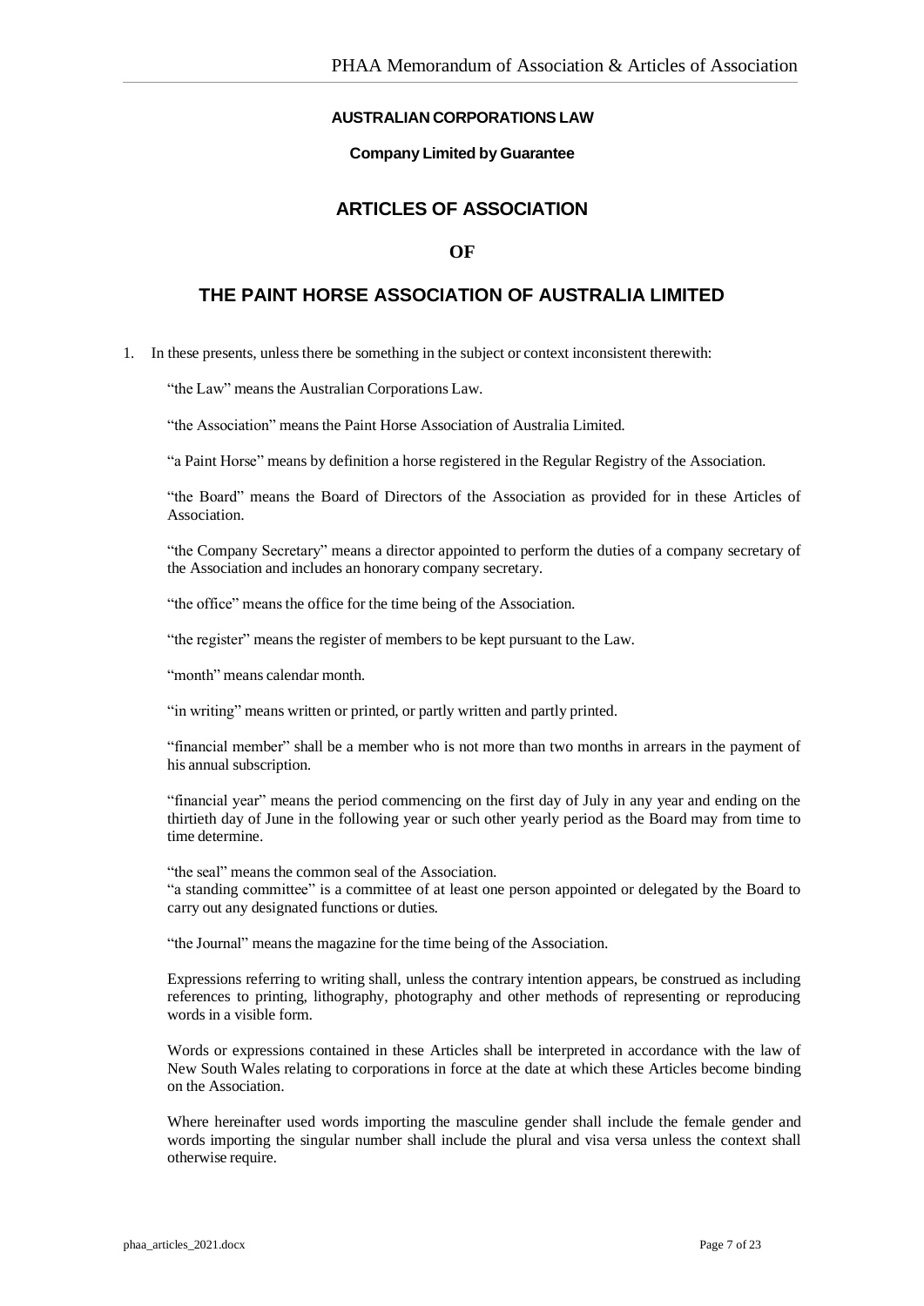**AUSTRALIAN CORPORATIONS LAW**

**Company Limited by Guarantee**

## ARTICLES OF ASSOCIATION

## OF

## THE PAINT HORSE ASSOCIATION OF AUSTRALIA LIMITED

1. In these presents, unless there be something in the subject or context inconsistent therewith:

   "the Law" means the Australian Corporations Law.

   "the Association" means the Paint Horse Association of Australia Limited.

   "a Paint Horse" means by definition a horse registered in the Regular Registry of the Association.

   "the Board" means the Board of Directors of the Association as provided for in these Articles of Association.

   "the Company Secretary" means a director appointed to perform the duties of a company secretary of the Association and includes an honorary company secretary.

   "the office" means the office for the time being of the Association.

   "the register" means the register of members to be kept pursuant to the Law.

   "month" means calendar month.

   "in writing" means written or printed, or partly written and partly printed.

   "financial member" shall be a member who is not more than two months in arrears in the payment of his annual subscription.

   "financial year" means the period commencing on the first day of July in any year and ending on the thirtieth day of June in the following year or such other yearly period as the Board may from time to time determine.

   "the seal" means the common seal of the Association.
   "a standing committee" is a committee of at least one person appointed or delegated by the Board to carry out any designated functions or duties.

   "the Journal" means the magazine for the time being of the Association.

   Expressions referring to writing shall, unless the contrary intention appears, be construed as including references to printing, lithography, photography and other methods of representing or reproducing words in a visible form.

   Words or expressions contained in these Articles shall be interpreted in accordance with the law of New South Wales relating to corporations in force at the date at which these Articles become binding on the Association.

   Where hereinafter used words importing the masculine gender shall include the female gender and words importing the singular number shall include the plural and visa versa unless the context shall otherwise require.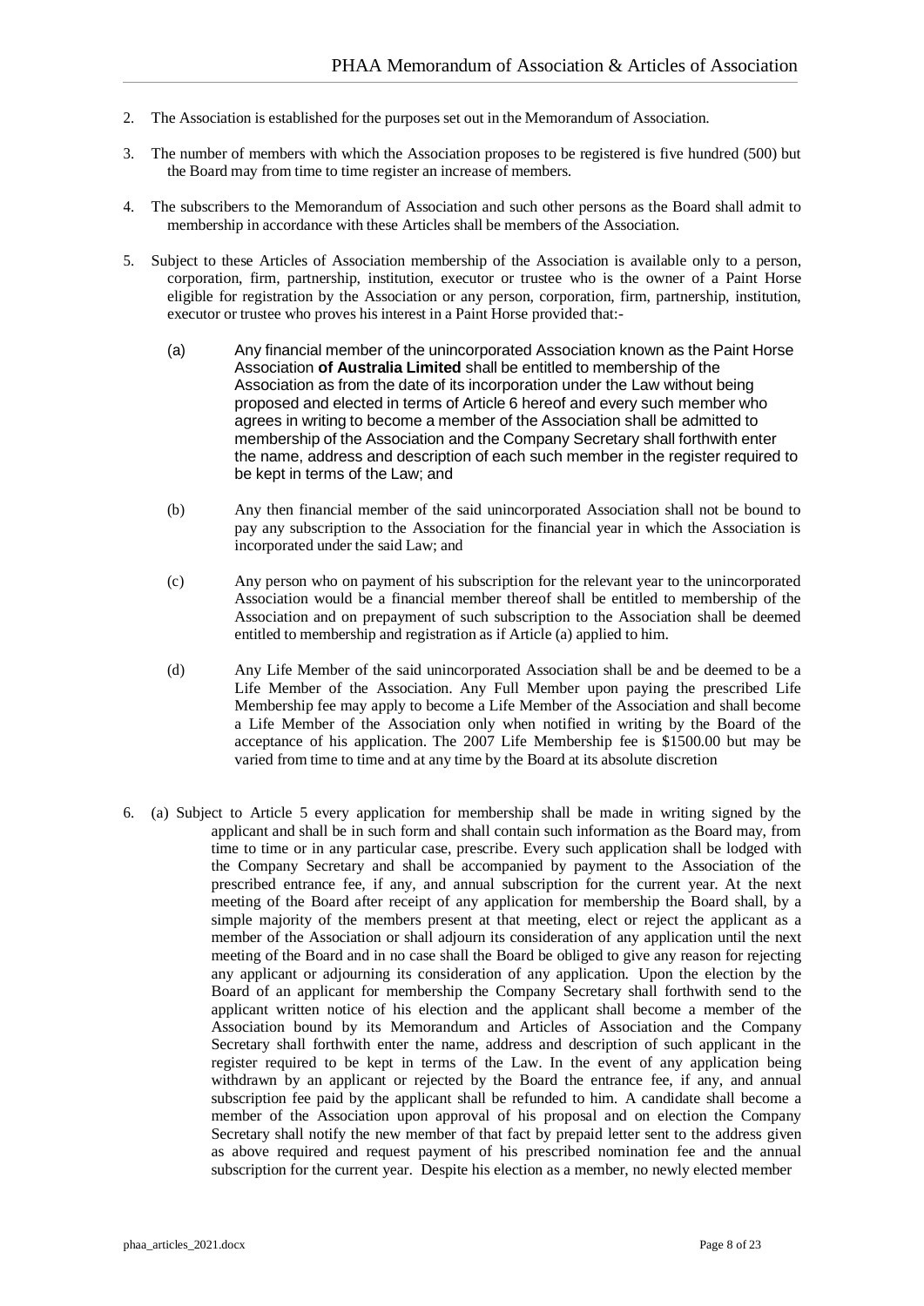2. The Association is established for the purposes set out in the Memorandum of Association.

3. The number of members with which the Association proposes to be registered is five hundred (500) but the Board may from time to time register an increase of members.

4. The subscribers to the Memorandum of Association and such other persons as the Board shall admit to membership in accordance with these Articles shall be members of the Association.

5. Subject to these Articles of Association membership of the Association is available only to a person, corporation, firm, partnership, institution, executor or trustee who is the owner of a Paint Horse eligible for registration by the Association or any person, corporation, firm, partnership, institution, executor or trustee who proves his interest in a Paint Horse provided that:-

   (a) Any financial member of the unincorporated Association known as the Paint Horse Association **of Australia Limited** shall be entitled to membership of the Association as from the date of its incorporation under the Law without being proposed and elected in terms of Article 6 hereof and every such member who agrees in writing to become a member of the Association shall be admitted to membership of the Association and the Company Secretary shall forthwith enter the name, address and description of each such member in the register required to be kept in terms of the Law; and

   (b) Any then financial member of the said unincorporated Association shall not be bound to pay any subscription to the Association for the financial year in which the Association is incorporated under the said Law; and

   (c) Any person who on payment of his subscription for the relevant year to the unincorporated Association would be a financial member thereof shall be entitled to membership of the Association and on prepayment of such subscription to the Association shall be deemed entitled to membership and registration as if Article (a) applied to him.

   (d) Any Life Member of the said unincorporated Association shall be and be deemed to be a Life Member of the Association. Any Full Member upon paying the prescribed Life Membership fee may apply to become a Life Member of the Association and shall become a Life Member of the Association only when notified in writing by the Board of the acceptance of his application. The 2007 Life Membership fee is $1500.00 but may be varied from time to time and at any time by the Board at its absolute discretion

6. (a) Subject to Article 5 every application for membership shall be made in writing signed by the applicant and shall be in such form and shall contain such information as the Board may, from time to time or in any particular case, prescribe. Every such application shall be lodged with the Company Secretary and shall be accompanied by payment to the Association of the prescribed entrance fee, if any, and annual subscription for the current year. At the next meeting of the Board after receipt of any application for membership the Board shall, by a simple majority of the members present at that meeting, elect or reject the applicant as a member of the Association or shall adjourn its consideration of any application until the next meeting of the Board and in no case shall the Board be obliged to give any reason for rejecting any applicant or adjourning its consideration of any application. Upon the election by the Board of an applicant for membership the Company Secretary shall forthwith send to the applicant written notice of his election and the applicant shall become a member of the Association bound by its Memorandum and Articles of Association and the Company Secretary shall forthwith enter the name, address and description of such applicant in the register required to be kept in terms of the Law. In the event of any application being withdrawn by an applicant or rejected by the Board the entrance fee, if any, and annual subscription fee paid by the applicant shall be refunded to him. A candidate shall become a member of the Association upon approval of his proposal and on election the Company Secretary shall notify the new member of that fact by prepaid letter sent to the address given as above required and request payment of his prescribed nomination fee and the annual subscription for the current year. Despite his election as a member, no newly elected member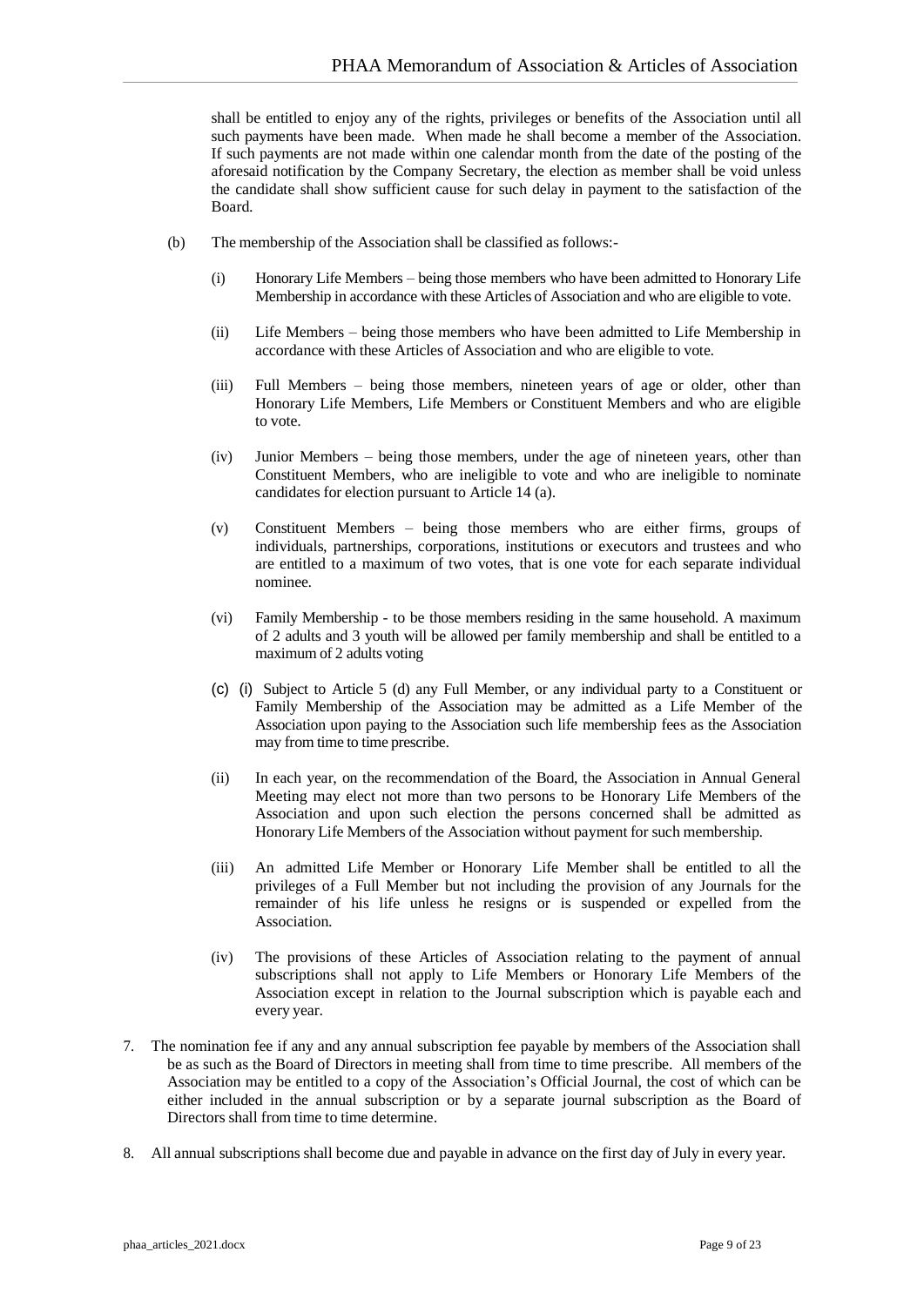shall be entitled to enjoy any of the rights, privileges or benefits of the Association until all such payments have been made. When made he shall become a member of the Association. If such payments are not made within one calendar month from the date of the posting of the aforesaid notification by the Company Secretary, the election as member shall be void unless the candidate shall show sufficient cause for such delay in payment to the satisfaction of the Board.

(b) The membership of the Association shall be classified as follows:-

(i) Honorary Life Members – being those members who have been admitted to Honorary Life Membership in accordance with these Articles of Association and who are eligible to vote.

(ii) Life Members – being those members who have been admitted to Life Membership in accordance with these Articles of Association and who are eligible to vote.

(iii) Full Members – being those members, nineteen years of age or older, other than Honorary Life Members, Life Members or Constituent Members and who are eligible to vote.

(iv) Junior Members – being those members, under the age of nineteen years, other than Constituent Members, who are ineligible to vote and who are ineligible to nominate candidates for election pursuant to Article 14 (a).

(v) Constituent Members – being those members who are either firms, groups of individuals, partnerships, corporations, institutions or executors and trustees and who are entitled to a maximum of two votes, that is one vote for each separate individual nominee.

(vi) Family Membership - to be those members residing in the same household. A maximum of 2 adults and 3 youth will be allowed per family membership and shall be entitled to a maximum of 2 adults voting

(c) (i) Subject to Article 5 (d) any Full Member, or any individual party to a Constituent or Family Membership of the Association may be admitted as a Life Member of the Association upon paying to the Association such life membership fees as the Association may from time to time prescribe.

(ii) In each year, on the recommendation of the Board, the Association in Annual General Meeting may elect not more than two persons to be Honorary Life Members of the Association and upon such election the persons concerned shall be admitted as Honorary Life Members of the Association without payment for such membership.

(iii) An admitted Life Member or Honorary Life Member shall be entitled to all the privileges of a Full Member but not including the provision of any Journals for the remainder of his life unless he resigns or is suspended or expelled from the Association.

(iv) The provisions of these Articles of Association relating to the payment of annual subscriptions shall not apply to Life Members or Honorary Life Members of the Association except in relation to the Journal subscription which is payable each and every year.

7. The nomination fee if any and any annual subscription fee payable by members of the Association shall be as such as the Board of Directors in meeting shall from time to time prescribe. All members of the Association may be entitled to a copy of the Association's Official Journal, the cost of which can be either included in the annual subscription or by a separate journal subscription as the Board of Directors shall from time to time determine.

8. All annual subscriptions shall become due and payable in advance on the first day of July in every year.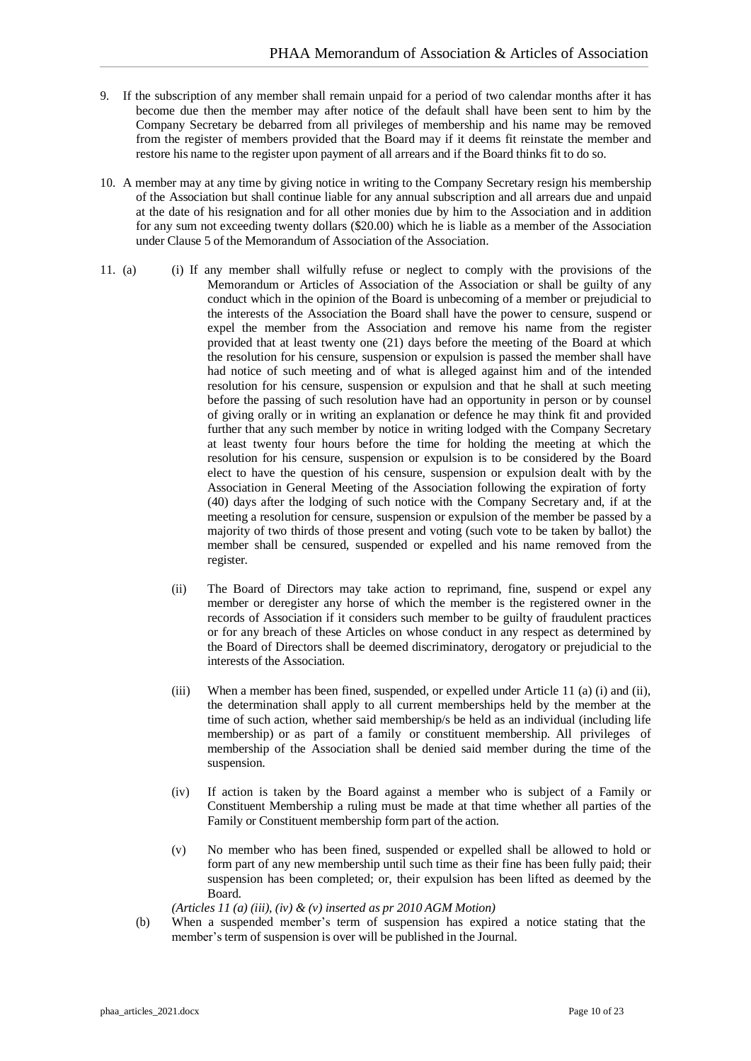9. If the subscription of any member shall remain unpaid for a period of two calendar months after it has become due then the member may after notice of the default shall have been sent to him by the Company Secretary be debarred from all privileges of membership and his name may be removed from the register of members provided that the Board may if it deems fit reinstate the member and restore his name to the register upon payment of all arrears and if the Board thinks fit to do so.

10. A member may at any time by giving notice in writing to the Company Secretary resign his membership of the Association but shall continue liable for any annual subscription and all arrears due and unpaid at the date of his resignation and for all other monies due by him to the Association and in addition for any sum not exceeding twenty dollars ($20.00) which he is liable as a member of the Association under Clause 5 of the Memorandum of Association of the Association.

11. (a) (i) If any member shall wilfully refuse or neglect to comply with the provisions of the Memorandum or Articles of Association of the Association or shall be guilty of any conduct which in the opinion of the Board is unbecoming of a member or prejudicial to the interests of the Association the Board shall have the power to censure, suspend or expel the member from the Association and remove his name from the register provided that at least twenty one (21) days before the meeting of the Board at which the resolution for his censure, suspension or expulsion is passed the member shall have had notice of such meeting and of what is alleged against him and of the intended resolution for his censure, suspension or expulsion and that he shall at such meeting before the passing of such resolution have had an opportunity in person or by counsel of giving orally or in writing an explanation or defence he may think fit and provided further that any such member by notice in writing lodged with the Company Secretary at least twenty four hours before the time for holding the meeting at which the resolution for his censure, suspension or expulsion is to be considered by the Board elect to have the question of his censure, suspension or expulsion dealt with by the Association in General Meeting of the Association following the expiration of forty (40) days after the lodging of such notice with the Company Secretary and, if at the meeting a resolution for censure, suspension or expulsion of the member be passed by a majority of two thirds of those present and voting (such vote to be taken by ballot) the member shall be censured, suspended or expelled and his name removed from the register.

    (ii) The Board of Directors may take action to reprimand, fine, suspend or expel any member or deregister any horse of which the member is the registered owner in the records of Association if it considers such member to be guilty of fraudulent practices or for any breach of these Articles on whose conduct in any respect as determined by the Board of Directors shall be deemed discriminatory, derogatory or prejudicial to the interests of the Association.

    (iii) When a member has been fined, suspended, or expelled under Article 11 (a) (i) and (ii), the determination shall apply to all current memberships held by the member at the time of such action, whether said membership/s be held as an individual (including life membership) or as part of a family or constituent membership. All privileges of membership of the Association shall be denied said member during the time of the suspension.

    (iv) If action is taken by the Board against a member who is subject of a Family or Constituent Membership a ruling must be made at that time whether all parties of the Family or Constituent membership form part of the action.

    (v) No member who has been fined, suspended or expelled shall be allowed to hold or form part of any new membership until such time as their fine has been fully paid; their suspension has been completed; or, their expulsion has been lifted as deemed by the Board.

    *(Articles 11 (a) (iii), (iv) & (v) inserted as pr 2010 AGM Motion)*

    (b) When a suspended member's term of suspension has expired a notice stating that the member's term of suspension is over will be published in the Journal.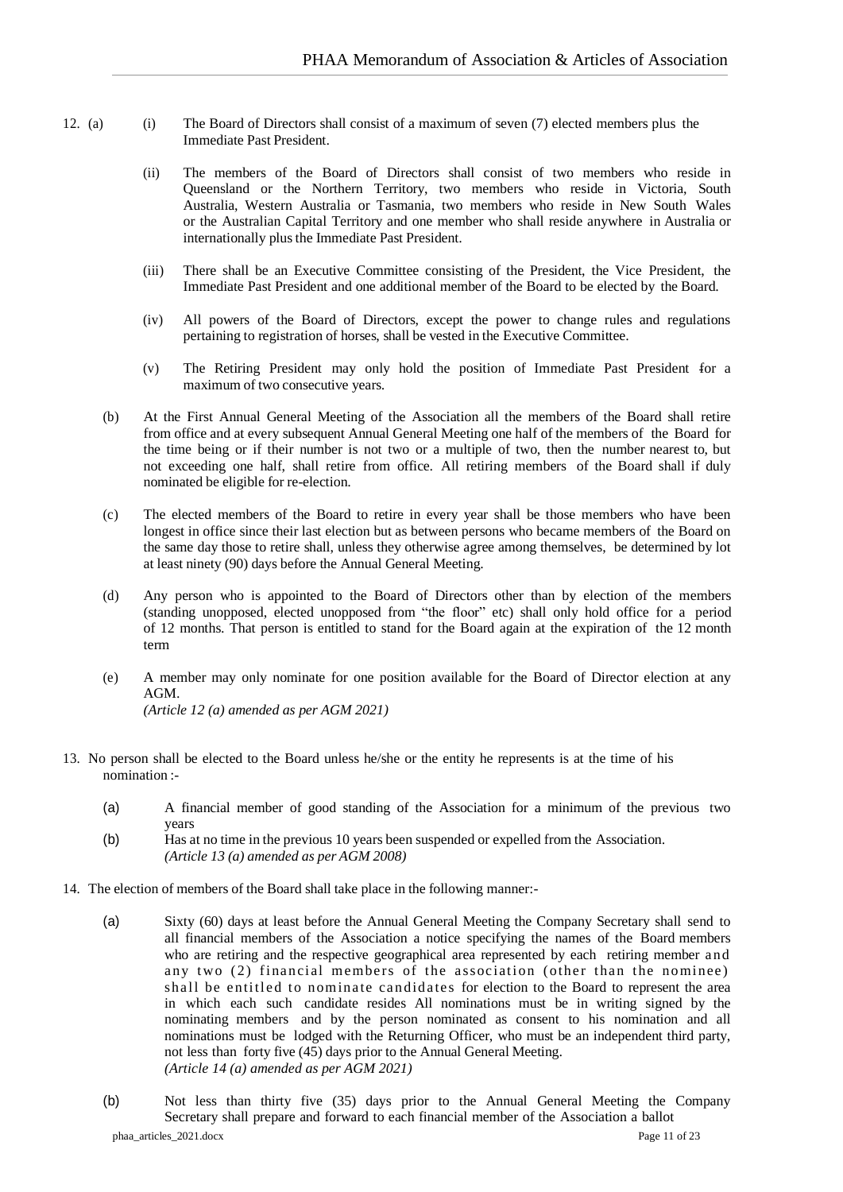12. (a) (i) The Board of Directors shall consist of a maximum of seven (7) elected members plus the Immediate Past President.

    (ii) The members of the Board of Directors shall consist of two members who reside in Queensland or the Northern Territory, two members who reside in Victoria, South Australia, Western Australia or Tasmania, two members who reside in New South Wales or the Australian Capital Territory and one member who shall reside anywhere in Australia or internationally plus the Immediate Past President.

    (iii) There shall be an Executive Committee consisting of the President, the Vice President, the Immediate Past President and one additional member of the Board to be elected by the Board.

    (iv) All powers of the Board of Directors, except the power to change rules and regulations pertaining to registration of horses, shall be vested in the Executive Committee.

    (v) The Retiring President may only hold the position of Immediate Past President for a maximum of two consecutive years.

    (b) At the First Annual General Meeting of the Association all the members of the Board shall retire from office and at every subsequent Annual General Meeting one half of the members of the Board for the time being or if their number is not two or a multiple of two, then the number nearest to, but not exceeding one half, shall retire from office. All retiring members of the Board shall if duly nominated be eligible for re-election.

    (c) The elected members of the Board to retire in every year shall be those members who have been longest in office since their last election but as between persons who became members of the Board on the same day those to retire shall, unless they otherwise agree among themselves, be determined by lot at least ninety (90) days before the Annual General Meeting.

    (d) Any person who is appointed to the Board of Directors other than by election of the members (standing unopposed, elected unopposed from "the floor" etc) shall only hold office for a period of 12 months. That person is entitled to stand for the Board again at the expiration of the 12 month term

    (e) A member may only nominate for one position available for the Board of Director election at any AGM.
    *(Article 12 (a) amended as per AGM 2021)*

13. No person shall be elected to the Board unless he/she or the entity he represents is at the time of his nomination :-

    (a) A financial member of good standing of the Association for a minimum of the previous two years

    (b) Has at no time in the previous 10 years been suspended or expelled from the Association.
    *(Article 13 (a) amended as per AGM 2008)*

14. The election of members of the Board shall take place in the following manner:-

    (a) Sixty (60) days at least before the Annual General Meeting the Company Secretary shall send to all financial members of the Association a notice specifying the names of the Board members who are retiring and the respective geographical area represented by each retiring member and any two (2) financial members of the association (other than the nominee) shall be entitled to nominate candidates for election to the Board to represent the area in which each such candidate resides All nominations must be in writing signed by the nominating members and by the person nominated as consent to his nomination and all nominations must be lodged with the Returning Officer, who must be an independent third party, not less than forty five (45) days prior to the Annual General Meeting.
    *(Article 14 (a) amended as per AGM 2021)*

    (b) Not less than thirty five (35) days prior to the Annual General Meeting the Company Secretary shall prepare and forward to each financial member of the Association a ballot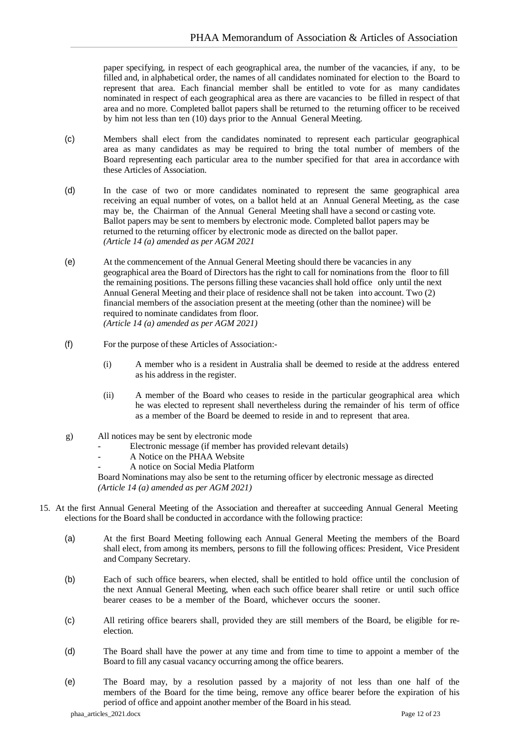paper specifying, in respect of each geographical area, the number of the vacancies, if any, to be filled and, in alphabetical order, the names of all candidates nominated for election to the Board to represent that area. Each financial member shall be entitled to vote for as many candidates nominated in respect of each geographical area as there are vacancies to be filled in respect of that area and no more. Completed ballot papers shall be returned to the returning officer to be received by him not less than ten (10) days prior to the Annual General Meeting.

(c) Members shall elect from the candidates nominated to represent each particular geographical area as many candidates as may be required to bring the total number of members of the Board representing each particular area to the number specified for that area in accordance with these Articles of Association.

(d) In the case of two or more candidates nominated to represent the same geographical area receiving an equal number of votes, on a ballot held at an Annual General Meeting, as the case may be, the Chairman of the Annual General Meeting shall have a second or casting vote. Ballot papers may be sent to members by electronic mode. Completed ballot papers may be returned to the returning officer by electronic mode as directed on the ballot paper.
*(Article 14 (a) amended as per AGM 2021*

(e) At the commencement of the Annual General Meeting should there be vacancies in any geographical area the Board of Directors has the right to call for nominations from the floor to fill the remaining positions. The persons filling these vacancies shall hold office only until the next Annual General Meeting and their place of residence shall not be taken into account. Two (2) financial members of the association present at the meeting (other than the nominee) will be required to nominate candidates from floor.
*(Article 14 (a) amended as per AGM 2021)*

(f) For the purpose of these Articles of Association:-

(i) A member who is a resident in Australia shall be deemed to reside at the address entered as his address in the register.

(ii) A member of the Board who ceases to reside in the particular geographical area which he was elected to represent shall nevertheless during the remainder of his term of office as a member of the Board be deemed to reside in and to represent that area.

g) All notices may be sent by electronic mode
- Electronic message (if member has provided relevant details)
- A Notice on the PHAA Website
- A notice on Social Media Platform

Board Nominations may also be sent to the returning officer by electronic message as directed
*(Article 14 (a) amended as per AGM 2021)*

15. At the first Annual General Meeting of the Association and thereafter at succeeding Annual General Meeting elections for the Board shall be conducted in accordance with the following practice:

(a) At the first Board Meeting following each Annual General Meeting the members of the Board shall elect, from among its members, persons to fill the following offices: President, Vice President and Company Secretary.

(b) Each of such office bearers, when elected, shall be entitled to hold office until the conclusion of the next Annual General Meeting, when each such office bearer shall retire or until such office bearer ceases to be a member of the Board, whichever occurs the sooner.

(c) All retiring office bearers shall, provided they are still members of the Board, be eligible for re-election.

(d) The Board shall have the power at any time and from time to time to appoint a member of the Board to fill any casual vacancy occurring among the office bearers.

(e) The Board may, by a resolution passed by a majority of not less than one half of the members of the Board for the time being, remove any office bearer before the expiration of his period of office and appoint another member of the Board in his stead.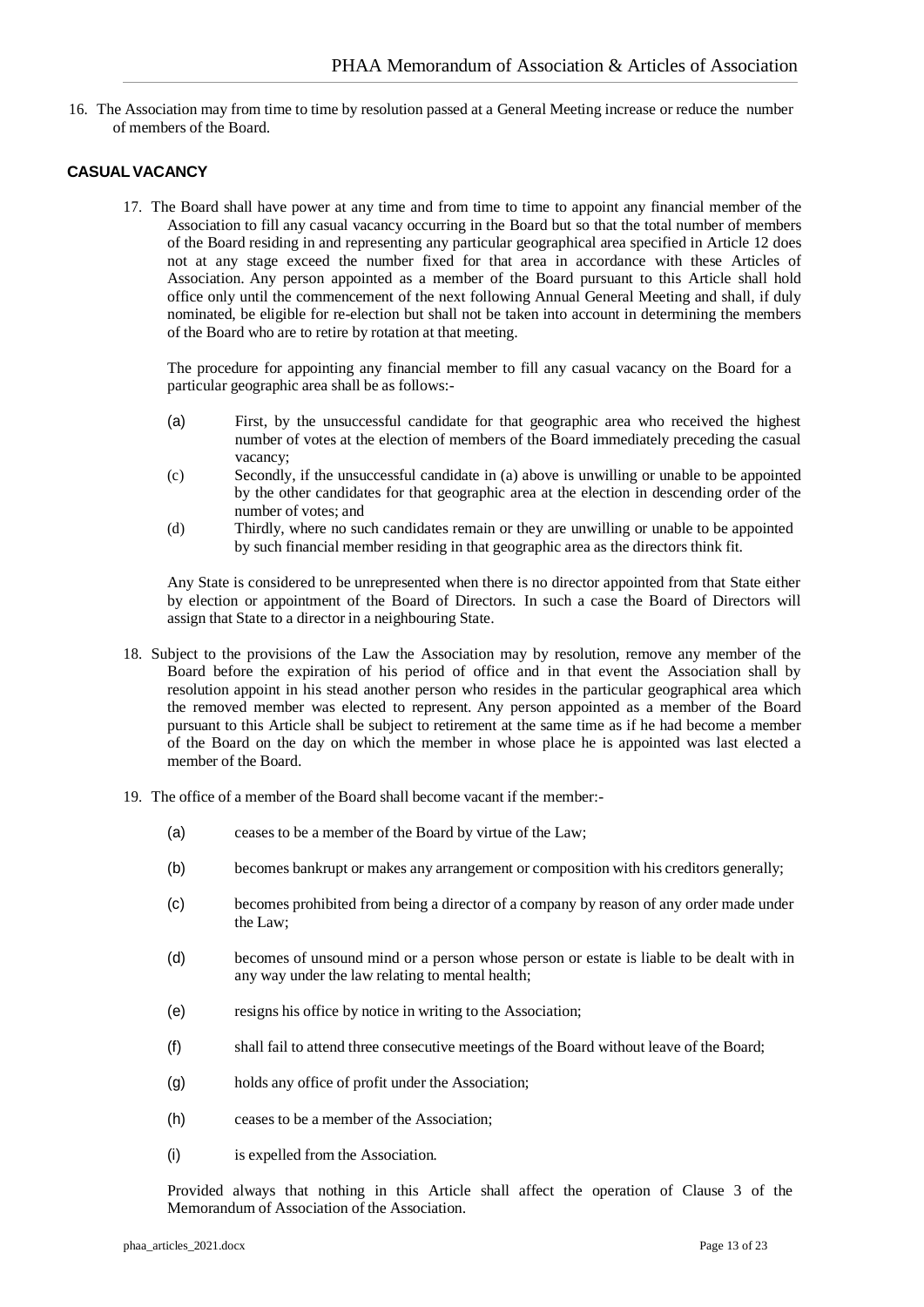16. The Association may from time to time by resolution passed at a General Meeting increase or reduce the number of members of the Board.

## CASUAL VACANCY

17. The Board shall have power at any time and from time to time to appoint any financial member of the Association to fill any casual vacancy occurring in the Board but so that the total number of members of the Board residing in and representing any particular geographical area specified in Article 12 does not at any stage exceed the number fixed for that area in accordance with these Articles of Association. Any person appointed as a member of the Board pursuant to this Article shall hold office only until the commencement of the next following Annual General Meeting and shall, if duly nominated, be eligible for re-election but shall not be taken into account in determining the members of the Board who are to retire by rotation at that meeting.

    The procedure for appointing any financial member to fill any casual vacancy on the Board for a particular geographic area shall be as follows:-

    (a) First, by the unsuccessful candidate for that geographic area who received the highest number of votes at the election of members of the Board immediately preceding the casual vacancy;

    (c) Secondly, if the unsuccessful candidate in (a) above is unwilling or unable to be appointed by the other candidates for that geographic area at the election in descending order of the number of votes; and

    (d) Thirdly, where no such candidates remain or they are unwilling or unable to be appointed by such financial member residing in that geographic area as the directors think fit.

    Any State is considered to be unrepresented when there is no director appointed from that State either by election or appointment of the Board of Directors. In such a case the Board of Directors will assign that State to a director in a neighbouring State.

18. Subject to the provisions of the Law the Association may by resolution, remove any member of the Board before the expiration of his period of office and in that event the Association shall by resolution appoint in his stead another person who resides in the particular geographical area which the removed member was elected to represent. Any person appointed as a member of the Board pursuant to this Article shall be subject to retirement at the same time as if he had become a member of the Board on the day on which the member in whose place he is appointed was last elected a member of the Board.

19. The office of a member of the Board shall become vacant if the member:-

    (a) ceases to be a member of the Board by virtue of the Law;

    (b) becomes bankrupt or makes any arrangement or composition with his creditors generally;

    (c) becomes prohibited from being a director of a company by reason of any order made under the Law;

    (d) becomes of unsound mind or a person whose person or estate is liable to be dealt with in any way under the law relating to mental health;

    (e) resigns his office by notice in writing to the Association;

    (f) shall fail to attend three consecutive meetings of the Board without leave of the Board;

    (g) holds any office of profit under the Association;

    (h) ceases to be a member of the Association;

    (i) is expelled from the Association.

    Provided always that nothing in this Article shall affect the operation of Clause 3 of the Memorandum of Association of the Association.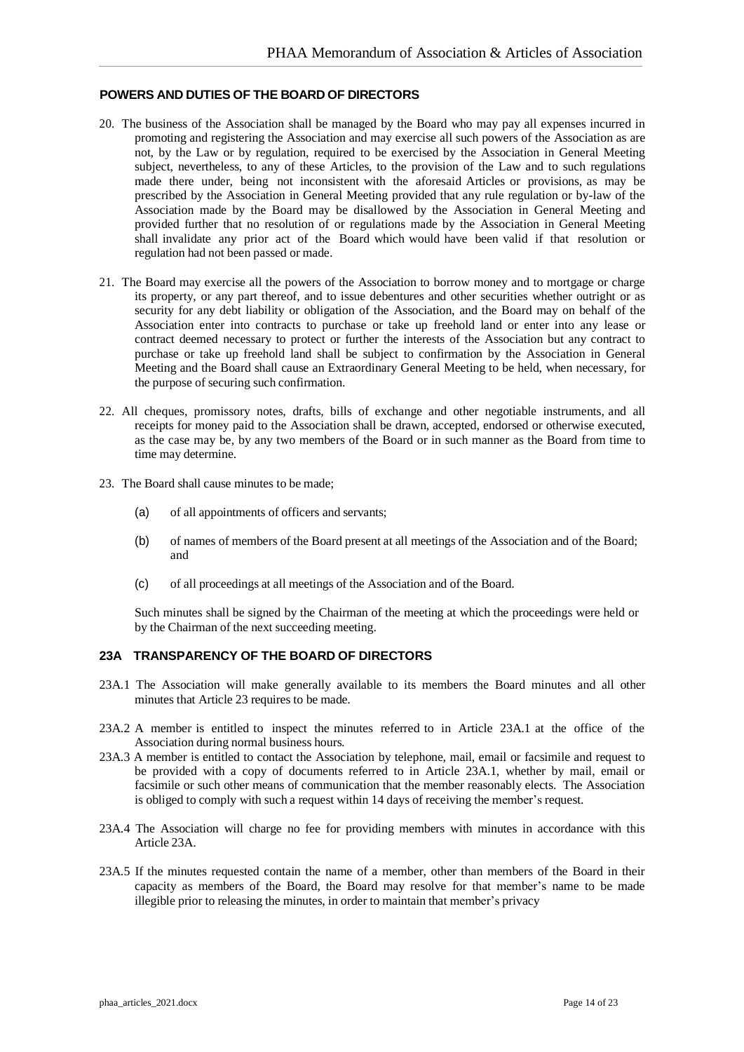## POWERS AND DUTIES OF THE BOARD OF DIRECTORS

20. The business of the Association shall be managed by the Board who may pay all expenses incurred in promoting and registering the Association and may exercise all such powers of the Association as are not, by the Law or by regulation, required to be exercised by the Association in General Meeting subject, nevertheless, to any of these Articles, to the provision of the Law and to such regulations made there under, being not inconsistent with the aforesaid Articles or provisions, as may be prescribed by the Association in General Meeting provided that any rule regulation or by-law of the Association made by the Board may be disallowed by the Association in General Meeting and provided further that no resolution of or regulations made by the Association in General Meeting shall invalidate any prior act of the Board which would have been valid if that resolution or regulation had not been passed or made.

21. The Board may exercise all the powers of the Association to borrow money and to mortgage or charge its property, or any part thereof, and to issue debentures and other securities whether outright or as security for any debt liability or obligation of the Association, and the Board may on behalf of the Association enter into contracts to purchase or take up freehold land or enter into any lease or contract deemed necessary to protect or further the interests of the Association but any contract to purchase or take up freehold land shall be subject to confirmation by the Association in General Meeting and the Board shall cause an Extraordinary General Meeting to be held, when necessary, for the purpose of securing such confirmation.

22. All cheques, promissory notes, drafts, bills of exchange and other negotiable instruments, and all receipts for money paid to the Association shall be drawn, accepted, endorsed or otherwise executed, as the case may be, by any two members of the Board or in such manner as the Board from time to time may determine.

23. The Board shall cause minutes to be made;

    (a) of all appointments of officers and servants;

    (b) of names of members of the Board present at all meetings of the Association and of the Board; and

    (c) of all proceedings at all meetings of the Association and of the Board.

    Such minutes shall be signed by the Chairman of the meeting at which the proceedings were held or by the Chairman of the next succeeding meeting.

## 23A TRANSPARENCY OF THE BOARD OF DIRECTORS

23A.1 The Association will make generally available to its members the Board minutes and all other minutes that Article 23 requires to be made.

23A.2 A member is entitled to inspect the minutes referred to in Article 23A.1 at the office of the Association during normal business hours.

23A.3 A member is entitled to contact the Association by telephone, mail, email or facsimile and request to be provided with a copy of documents referred to in Article 23A.1, whether by mail, email or facsimile or such other means of communication that the member reasonably elects. The Association is obliged to comply with such a request within 14 days of receiving the member's request.

23A.4 The Association will charge no fee for providing members with minutes in accordance with this Article 23A.

23A.5 If the minutes requested contain the name of a member, other than members of the Board in their capacity as members of the Board, the Board may resolve for that member's name to be made illegible prior to releasing the minutes, in order to maintain that member's privacy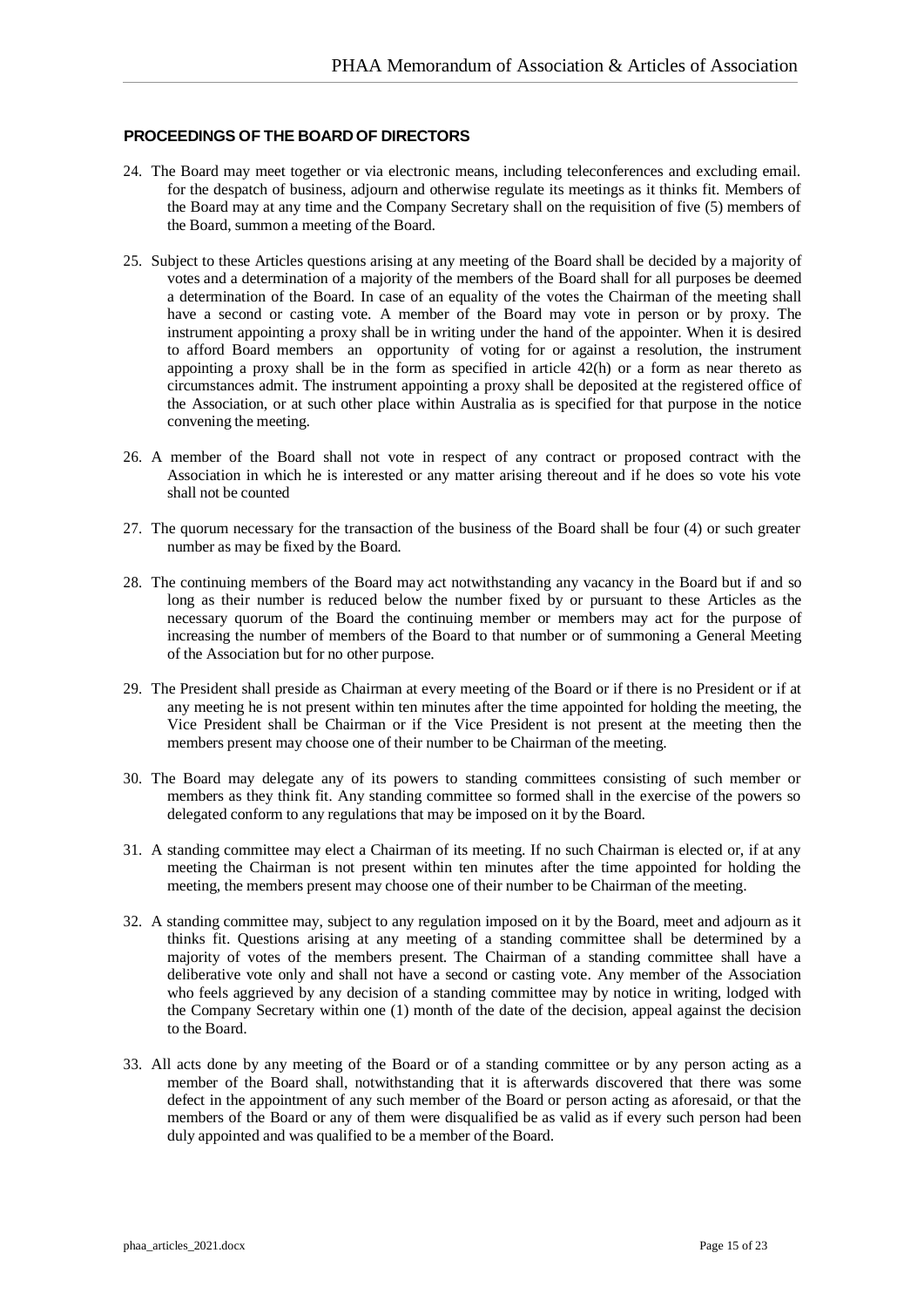## PROCEEDINGS OF THE BOARD OF DIRECTORS

24. The Board may meet together or via electronic means, including teleconferences and excluding email. for the despatch of business, adjourn and otherwise regulate its meetings as it thinks fit. Members of the Board may at any time and the Company Secretary shall on the requisition of five (5) members of the Board, summon a meeting of the Board.

25. Subject to these Articles questions arising at any meeting of the Board shall be decided by a majority of votes and a determination of a majority of the members of the Board shall for all purposes be deemed a determination of the Board. In case of an equality of the votes the Chairman of the meeting shall have a second or casting vote. A member of the Board may vote in person or by proxy. The instrument appointing a proxy shall be in writing under the hand of the appointer. When it is desired to afford Board members an opportunity of voting for or against a resolution, the instrument appointing a proxy shall be in the form as specified in article 42(h) or a form as near thereto as circumstances admit. The instrument appointing a proxy shall be deposited at the registered office of the Association, or at such other place within Australia as is specified for that purpose in the notice convening the meeting.

26. A member of the Board shall not vote in respect of any contract or proposed contract with the Association in which he is interested or any matter arising thereout and if he does so vote his vote shall not be counted

27. The quorum necessary for the transaction of the business of the Board shall be four (4) or such greater number as may be fixed by the Board.

28. The continuing members of the Board may act notwithstanding any vacancy in the Board but if and so long as their number is reduced below the number fixed by or pursuant to these Articles as the necessary quorum of the Board the continuing member or members may act for the purpose of increasing the number of members of the Board to that number or of summoning a General Meeting of the Association but for no other purpose.

29. The President shall preside as Chairman at every meeting of the Board or if there is no President or if at any meeting he is not present within ten minutes after the time appointed for holding the meeting, the Vice President shall be Chairman or if the Vice President is not present at the meeting then the members present may choose one of their number to be Chairman of the meeting.

30. The Board may delegate any of its powers to standing committees consisting of such member or members as they think fit. Any standing committee so formed shall in the exercise of the powers so delegated conform to any regulations that may be imposed on it by the Board.

31. A standing committee may elect a Chairman of its meeting. If no such Chairman is elected or, if at any meeting the Chairman is not present within ten minutes after the time appointed for holding the meeting, the members present may choose one of their number to be Chairman of the meeting.

32. A standing committee may, subject to any regulation imposed on it by the Board, meet and adjourn as it thinks fit. Questions arising at any meeting of a standing committee shall be determined by a majority of votes of the members present. The Chairman of a standing committee shall have a deliberative vote only and shall not have a second or casting vote. Any member of the Association who feels aggrieved by any decision of a standing committee may by notice in writing, lodged with the Company Secretary within one (1) month of the date of the decision, appeal against the decision to the Board.

33. All acts done by any meeting of the Board or of a standing committee or by any person acting as a member of the Board shall, notwithstanding that it is afterwards discovered that there was some defect in the appointment of any such member of the Board or person acting as aforesaid, or that the members of the Board or any of them were disqualified be as valid as if every such person had been duly appointed and was qualified to be a member of the Board.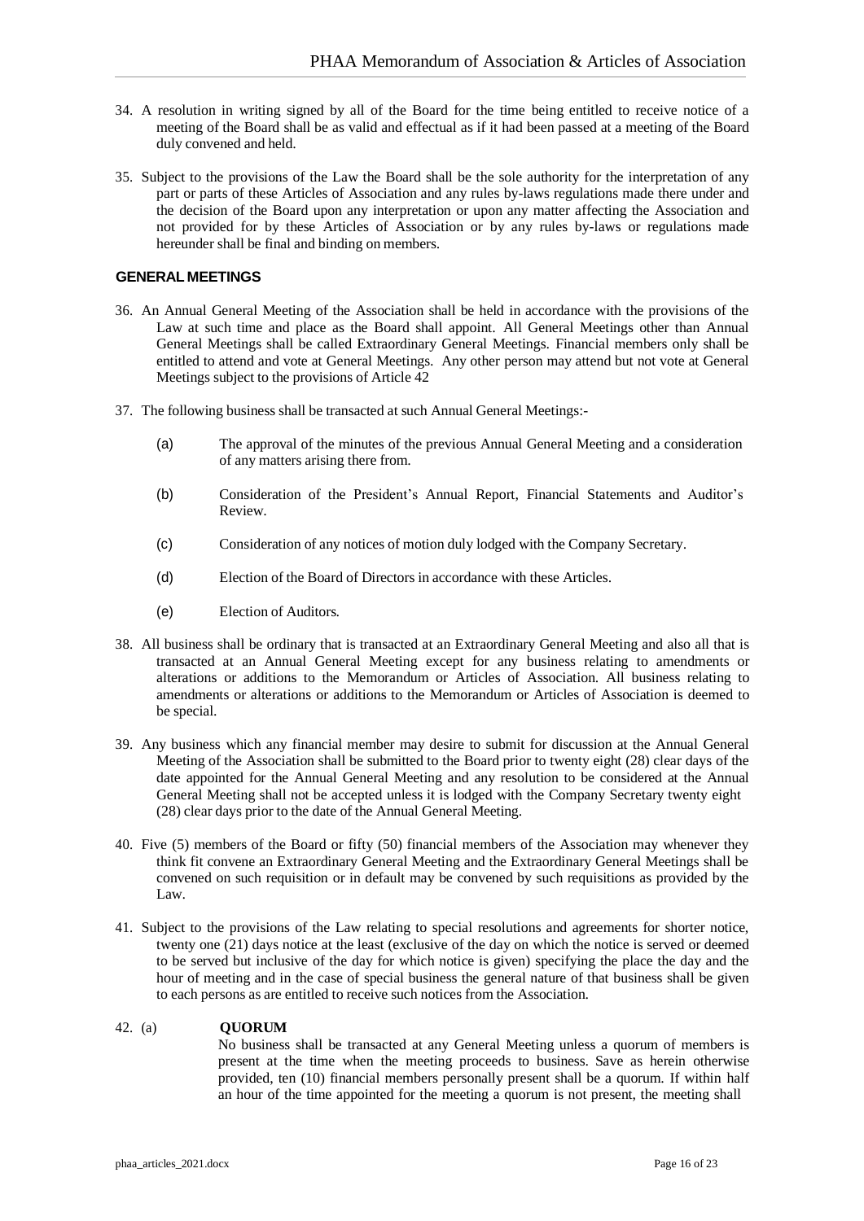34. A resolution in writing signed by all of the Board for the time being entitled to receive notice of a meeting of the Board shall be as valid and effectual as if it had been passed at a meeting of the Board duly convened and held.

35. Subject to the provisions of the Law the Board shall be the sole authority for the interpretation of any part or parts of these Articles of Association and any rules by-laws regulations made there under and the decision of the Board upon any interpretation or upon any matter affecting the Association and not provided for by these Articles of Association or by any rules by-laws or regulations made hereunder shall be final and binding on members.

## GENERAL MEETINGS

36. An Annual General Meeting of the Association shall be held in accordance with the provisions of the Law at such time and place as the Board shall appoint. All General Meetings other than Annual General Meetings shall be called Extraordinary General Meetings. Financial members only shall be entitled to attend and vote at General Meetings. Any other person may attend but not vote at General Meetings subject to the provisions of Article 42

37. The following business shall be transacted at such Annual General Meetings:-

    (a) The approval of the minutes of the previous Annual General Meeting and a consideration of any matters arising there from.

    (b) Consideration of the President's Annual Report, Financial Statements and Auditor's Review.

    (c) Consideration of any notices of motion duly lodged with the Company Secretary.

    (d) Election of the Board of Directors in accordance with these Articles.

    (e) Election of Auditors.

38. All business shall be ordinary that is transacted at an Extraordinary General Meeting and also all that is transacted at an Annual General Meeting except for any business relating to amendments or alterations or additions to the Memorandum or Articles of Association. All business relating to amendments or alterations or additions to the Memorandum or Articles of Association is deemed to be special.

39. Any business which any financial member may desire to submit for discussion at the Annual General Meeting of the Association shall be submitted to the Board prior to twenty eight (28) clear days of the date appointed for the Annual General Meeting and any resolution to be considered at the Annual General Meeting shall not be accepted unless it is lodged with the Company Secretary twenty eight (28) clear days prior to the date of the Annual General Meeting.

40. Five (5) members of the Board or fifty (50) financial members of the Association may whenever they think fit convene an Extraordinary General Meeting and the Extraordinary General Meetings shall be convened on such requisition or in default may be convened by such requisitions as provided by the Law.

41. Subject to the provisions of the Law relating to special resolutions and agreements for shorter notice, twenty one (21) days notice at the least (exclusive of the day on which the notice is served or deemed to be served but inclusive of the day for which notice is given) specifying the place the day and the hour of meeting and in the case of special business the general nature of that business shall be given to each persons as are entitled to receive such notices from the Association.

42. (a) **QUORUM**

    No business shall be transacted at any General Meeting unless a quorum of members is present at the time when the meeting proceeds to business. Save as herein otherwise provided, ten (10) financial members personally present shall be a quorum. If within half an hour of the time appointed for the meeting a quorum is not present, the meeting shall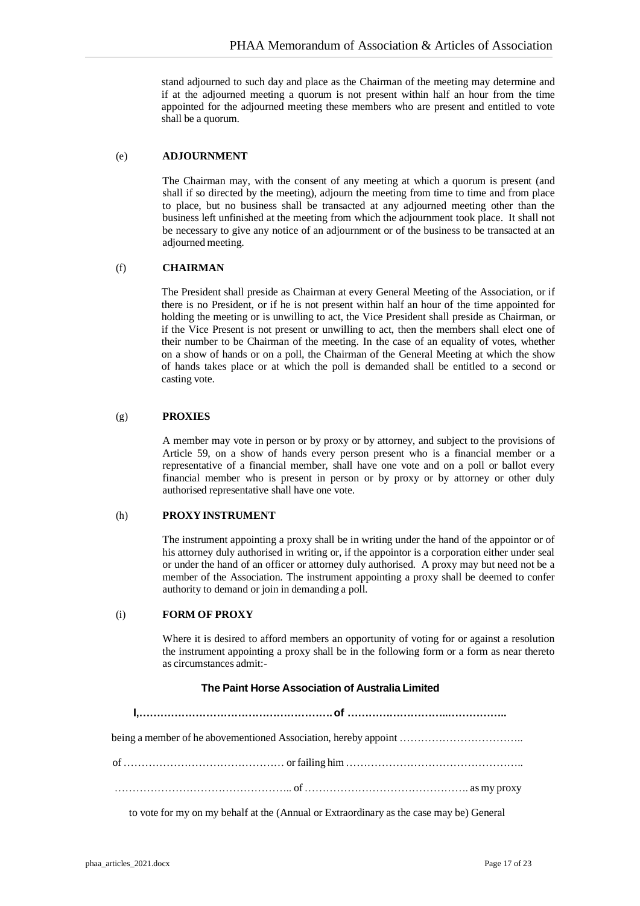stand adjourned to such day and place as the Chairman of the meeting may determine and if at the adjourned meeting a quorum is not present within half an hour from the time appointed for the adjourned meeting these members who are present and entitled to vote shall be a quorum.

(e) **ADJOURNMENT**

The Chairman may, with the consent of any meeting at which a quorum is present (and shall if so directed by the meeting), adjourn the meeting from time to time and from place to place, but no business shall be transacted at any adjourned meeting other than the business left unfinished at the meeting from which the adjournment took place. It shall not be necessary to give any notice of an adjournment or of the business to be transacted at an adjourned meeting.

(f) **CHAIRMAN**

The President shall preside as Chairman at every General Meeting of the Association, or if there is no President, or if he is not present within half an hour of the time appointed for holding the meeting or is unwilling to act, the Vice President shall preside as Chairman, or if the Vice Present is not present or unwilling to act, then the members shall elect one of their number to be Chairman of the meeting. In the case of an equality of votes, whether on a show of hands or on a poll, the Chairman of the General Meeting at which the show of hands takes place or at which the poll is demanded shall be entitled to a second or casting vote.

(g) **PROXIES**

A member may vote in person or by proxy or by attorney, and subject to the provisions of Article 59, on a show of hands every person present who is a financial member or a representative of a financial member, shall have one vote and on a poll or ballot every financial member who is present in person or by proxy or by attorney or other duly authorised representative shall have one vote.

(h) **PROXY INSTRUMENT**

The instrument appointing a proxy shall be in writing under the hand of the appointor or of his attorney duly authorised in writing or, if the appointor is a corporation either under seal or under the hand of an officer or attorney duly authorised. A proxy may but need not be a member of the Association. The instrument appointing a proxy shall be deemed to confer authority to demand or join in demanding a poll.

(i) **FORM OF PROXY**

Where it is desired to afford members an opportunity of voting for or against a resolution the instrument appointing a proxy shall be in the following form or a form as near thereto as circumstances admit:-

**The Paint Horse Association of Australia Limited**

**I,………………………………………………. of ………………………..…………….**

being a member of he abovementioned Association, hereby appoint ……………………………..

of ……………………………………… or failing him …………………………………………..

………………………………………….. of ………………………………………. as my proxy

to vote for my on my behalf at the (Annual or Extraordinary as the case may be) General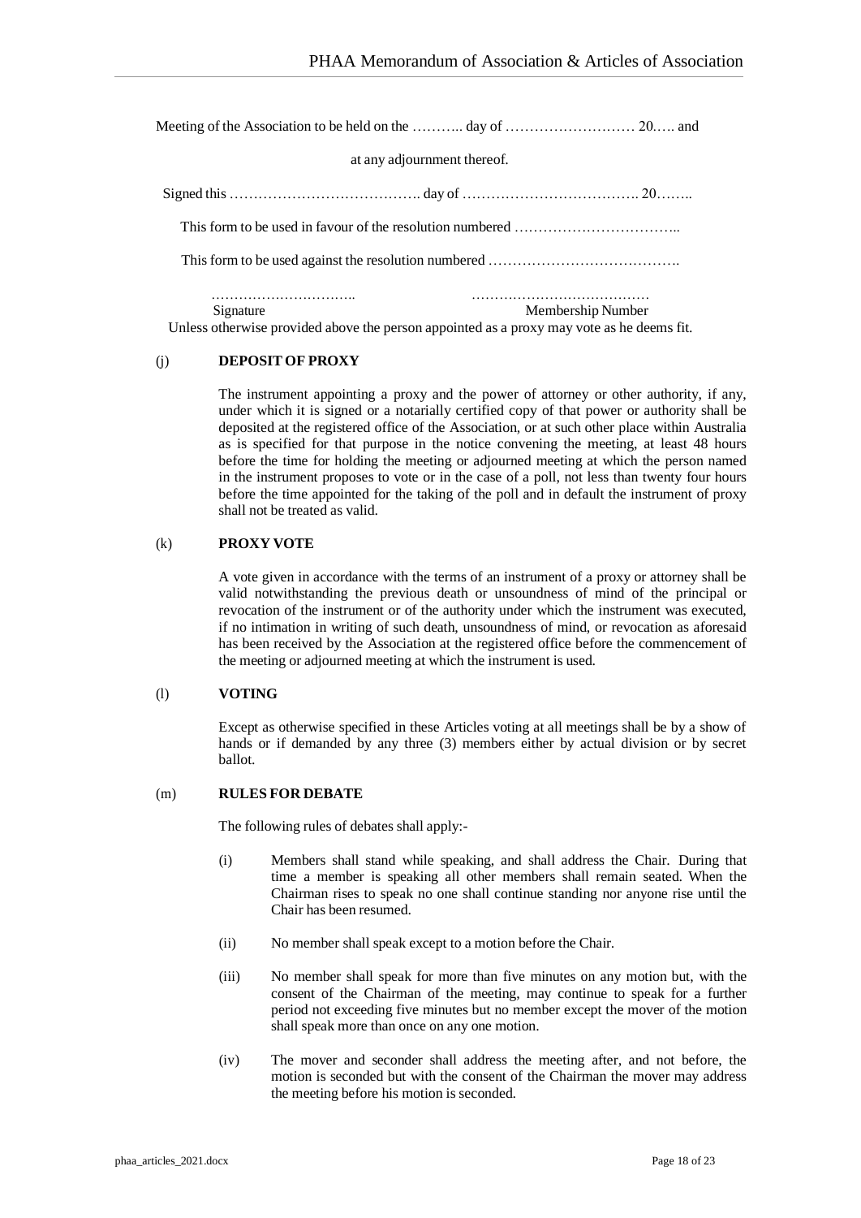Meeting of the Association to be held on the ……….. day of ……………………… 20.…. and

at any adjournment thereof.

Signed this …………………………………. day of ………………………………. 20……..

This form to be used in favour of the resolution numbered ……………………………..

This form to be used against the resolution numbered ………………………………….

………………………….. ………………………………… 
Signature Membership Number

Unless otherwise provided above the person appointed as a proxy may vote as he deems fit.

(j) **DEPOSIT OF PROXY**

The instrument appointing a proxy and the power of attorney or other authority, if any, under which it is signed or a notarially certified copy of that power or authority shall be deposited at the registered office of the Association, or at such other place within Australia as is specified for that purpose in the notice convening the meeting, at least 48 hours before the time for holding the meeting or adjourned meeting at which the person named in the instrument proposes to vote or in the case of a poll, not less than twenty four hours before the time appointed for the taking of the poll and in default the instrument of proxy shall not be treated as valid.

(k) **PROXY VOTE**

A vote given in accordance with the terms of an instrument of a proxy or attorney shall be valid notwithstanding the previous death or unsoundness of mind of the principal or revocation of the instrument or of the authority under which the instrument was executed, if no intimation in writing of such death, unsoundness of mind, or revocation as aforesaid has been received by the Association at the registered office before the commencement of the meeting or adjourned meeting at which the instrument is used.

(l) **VOTING**

Except as otherwise specified in these Articles voting at all meetings shall be by a show of hands or if demanded by any three (3) members either by actual division or by secret ballot.

(m) **RULES FOR DEBATE**

The following rules of debates shall apply:-

(i) Members shall stand while speaking, and shall address the Chair. During that time a member is speaking all other members shall remain seated. When the Chairman rises to speak no one shall continue standing nor anyone rise until the Chair has been resumed.

(ii) No member shall speak except to a motion before the Chair.

(iii) No member shall speak for more than five minutes on any motion but, with the consent of the Chairman of the meeting, may continue to speak for a further period not exceeding five minutes but no member except the mover of the motion shall speak more than once on any one motion.

(iv) The mover and seconder shall address the meeting after, and not before, the motion is seconded but with the consent of the Chairman the mover may address the meeting before his motion is seconded.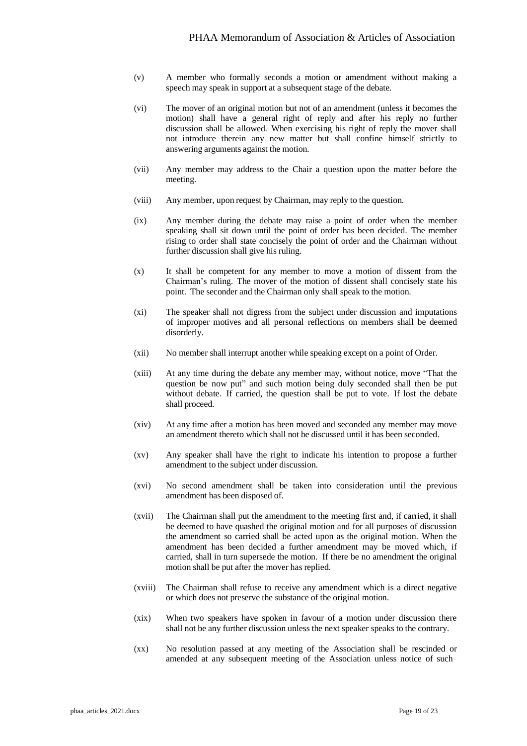(v) A member who formally seconds a motion or amendment without making a speech may speak in support at a subsequent stage of the debate.

(vi) The mover of an original motion but not of an amendment (unless it becomes the motion) shall have a general right of reply and after his reply no further discussion shall be allowed. When exercising his right of reply the mover shall not introduce therein any new matter but shall confine himself strictly to answering arguments against the motion.

(vii) Any member may address to the Chair a question upon the matter before the meeting.

(viii) Any member, upon request by Chairman, may reply to the question.

(ix) Any member during the debate may raise a point of order when the member speaking shall sit down until the point of order has been decided. The member rising to order shall state concisely the point of order and the Chairman without further discussion shall give his ruling.

(x) It shall be competent for any member to move a motion of dissent from the Chairman's ruling. The mover of the motion of dissent shall concisely state his point. The seconder and the Chairman only shall speak to the motion.

(xi) The speaker shall not digress from the subject under discussion and imputations of improper motives and all personal reflections on members shall be deemed disorderly.

(xii) No member shall interrupt another while speaking except on a point of Order.

(xiii) At any time during the debate any member may, without notice, move "That the question be now put" and such motion being duly seconded shall then be put without debate. If carried, the question shall be put to vote. If lost the debate shall proceed.

(xiv) At any time after a motion has been moved and seconded any member may move an amendment thereto which shall not be discussed until it has been seconded.

(xv) Any speaker shall have the right to indicate his intention to propose a further amendment to the subject under discussion.

(xvi) No second amendment shall be taken into consideration until the previous amendment has been disposed of.

(xvii) The Chairman shall put the amendment to the meeting first and, if carried, it shall be deemed to have quashed the original motion and for all purposes of discussion the amendment so carried shall be acted upon as the original motion. When the amendment has been decided a further amendment may be moved which, if carried, shall in turn supersede the motion. If there be no amendment the original motion shall be put after the mover has replied.

(xviii) The Chairman shall refuse to receive any amendment which is a direct negative or which does not preserve the substance of the original motion.

(xix) When two speakers have spoken in favour of a motion under discussion there shall not be any further discussion unless the next speaker speaks to the contrary.

(xx) No resolution passed at any meeting of the Association shall be rescinded or amended at any subsequent meeting of the Association unless notice of such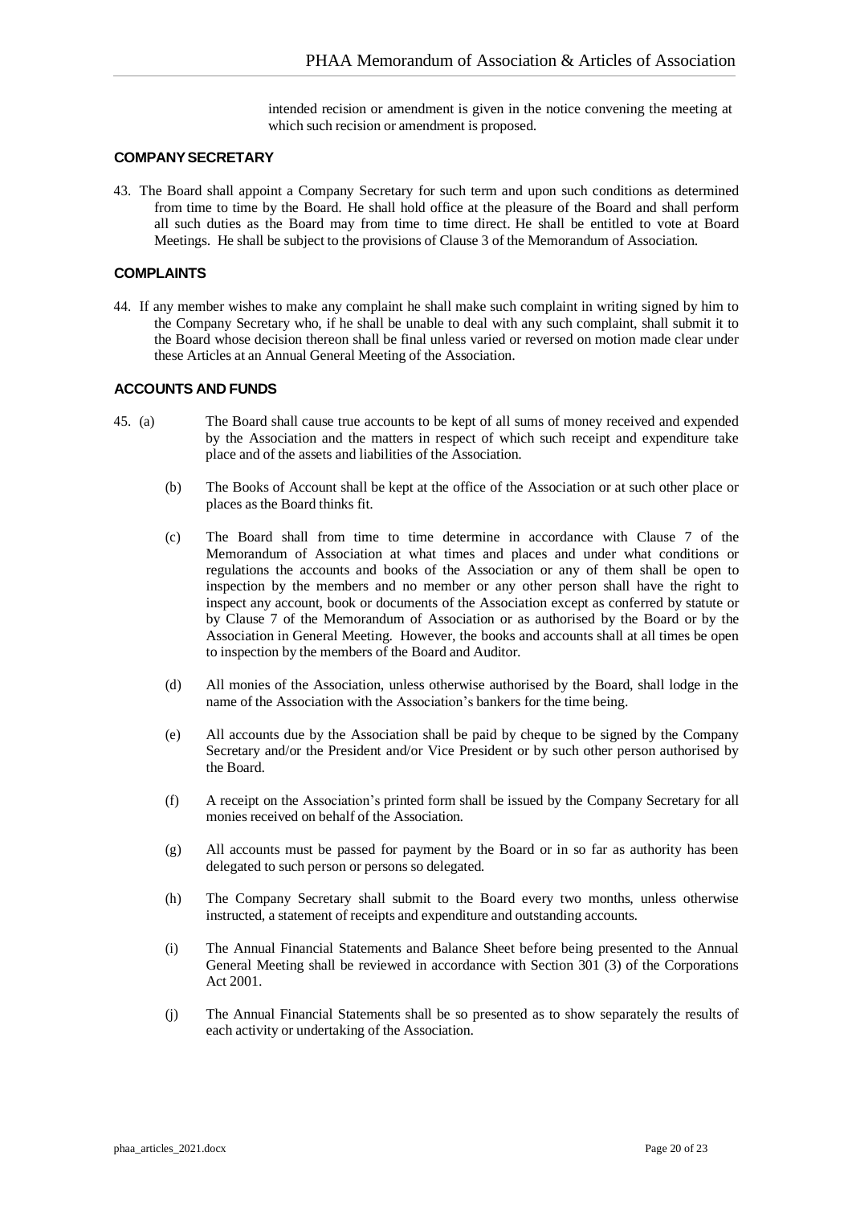intended recision or amendment is given in the notice convening the meeting at which such recision or amendment is proposed.

### COMPANY SECRETARY

43. The Board shall appoint a Company Secretary for such term and upon such conditions as determined from time to time by the Board. He shall hold office at the pleasure of the Board and shall perform all such duties as the Board may from time to time direct. He shall be entitled to vote at Board Meetings. He shall be subject to the provisions of Clause 3 of the Memorandum of Association.

### COMPLAINTS

44. If any member wishes to make any complaint he shall make such complaint in writing signed by him to the Company Secretary who, if he shall be unable to deal with any such complaint, shall submit it to the Board whose decision thereon shall be final unless varied or reversed on motion made clear under these Articles at an Annual General Meeting of the Association.

### ACCOUNTS AND FUNDS

45. (a) The Board shall cause true accounts to be kept of all sums of money received and expended by the Association and the matters in respect of which such receipt and expenditure take place and of the assets and liabilities of the Association.

    (b) The Books of Account shall be kept at the office of the Association or at such other place or places as the Board thinks fit.

    (c) The Board shall from time to time determine in accordance with Clause 7 of the Memorandum of Association at what times and places and under what conditions or regulations the accounts and books of the Association or any of them shall be open to inspection by the members and no member or any other person shall have the right to inspect any account, book or documents of the Association except as conferred by statute or by Clause 7 of the Memorandum of Association or as authorised by the Board or by the Association in General Meeting. However, the books and accounts shall at all times be open to inspection by the members of the Board and Auditor.

    (d) All monies of the Association, unless otherwise authorised by the Board, shall lodge in the name of the Association with the Association's bankers for the time being.

    (e) All accounts due by the Association shall be paid by cheque to be signed by the Company Secretary and/or the President and/or Vice President or by such other person authorised by the Board.

    (f) A receipt on the Association's printed form shall be issued by the Company Secretary for all monies received on behalf of the Association.

    (g) All accounts must be passed for payment by the Board or in so far as authority has been delegated to such person or persons so delegated.

    (h) The Company Secretary shall submit to the Board every two months, unless otherwise instructed, a statement of receipts and expenditure and outstanding accounts.

    (i) The Annual Financial Statements and Balance Sheet before being presented to the Annual General Meeting shall be reviewed in accordance with Section 301 (3) of the Corporations Act 2001.

    (j) The Annual Financial Statements shall be so presented as to show separately the results of each activity or undertaking of the Association.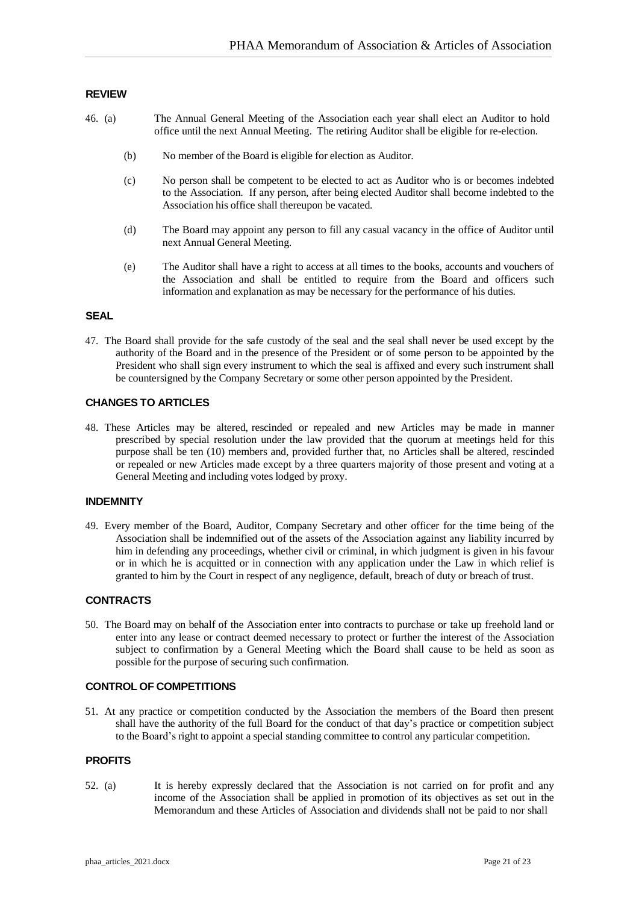## REVIEW

46. (a) The Annual General Meeting of the Association each year shall elect an Auditor to hold office until the next Annual Meeting. The retiring Auditor shall be eligible for re-election.

    (b) No member of the Board is eligible for election as Auditor.

    (c) No person shall be competent to be elected to act as Auditor who is or becomes indebted to the Association. If any person, after being elected Auditor shall become indebted to the Association his office shall thereupon be vacated.

    (d) The Board may appoint any person to fill any casual vacancy in the office of Auditor until next Annual General Meeting.

    (e) The Auditor shall have a right to access at all times to the books, accounts and vouchers of the Association and shall be entitled to require from the Board and officers such information and explanation as may be necessary for the performance of his duties.

## SEAL

47. The Board shall provide for the safe custody of the seal and the seal shall never be used except by the authority of the Board and in the presence of the President or of some person to be appointed by the President who shall sign every instrument to which the seal is affixed and every such instrument shall be countersigned by the Company Secretary or some other person appointed by the President.

## CHANGES TO ARTICLES

48. These Articles may be altered, rescinded or repealed and new Articles may be made in manner prescribed by special resolution under the law provided that the quorum at meetings held for this purpose shall be ten (10) members and, provided further that, no Articles shall be altered, rescinded or repealed or new Articles made except by a three quarters majority of those present and voting at a General Meeting and including votes lodged by proxy.

## INDEMNITY

49. Every member of the Board, Auditor, Company Secretary and other officer for the time being of the Association shall be indemnified out of the assets of the Association against any liability incurred by him in defending any proceedings, whether civil or criminal, in which judgment is given in his favour or in which he is acquitted or in connection with any application under the Law in which relief is granted to him by the Court in respect of any negligence, default, breach of duty or breach of trust.

## CONTRACTS

50. The Board may on behalf of the Association enter into contracts to purchase or take up freehold land or enter into any lease or contract deemed necessary to protect or further the interest of the Association subject to confirmation by a General Meeting which the Board shall cause to be held as soon as possible for the purpose of securing such confirmation.

## CONTROL OF COMPETITIONS

51. At any practice or competition conducted by the Association the members of the Board then present shall have the authority of the full Board for the conduct of that day's practice or competition subject to the Board's right to appoint a special standing committee to control any particular competition.

## PROFITS

52. (a) It is hereby expressly declared that the Association is not carried on for profit and any income of the Association shall be applied in promotion of its objectives as set out in the Memorandum and these Articles of Association and dividends shall not be paid to nor shall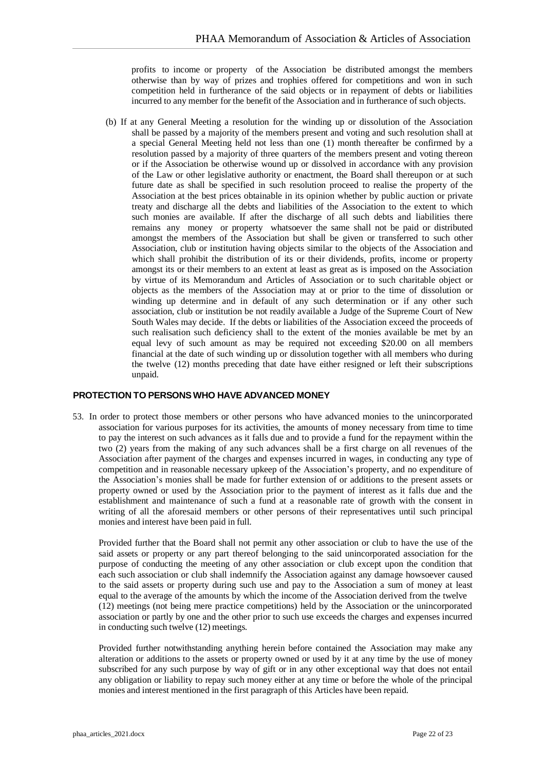profits to income or property of the Association be distributed amongst the members otherwise than by way of prizes and trophies offered for competitions and won in such competition held in furtherance of the said objects or in repayment of debts or liabilities incurred to any member for the benefit of the Association and in furtherance of such objects.

(b) If at any General Meeting a resolution for the winding up or dissolution of the Association shall be passed by a majority of the members present and voting and such resolution shall at a special General Meeting held not less than one (1) month thereafter be confirmed by a resolution passed by a majority of three quarters of the members present and voting thereon or if the Association be otherwise wound up or dissolved in accordance with any provision of the Law or other legislative authority or enactment, the Board shall thereupon or at such future date as shall be specified in such resolution proceed to realise the property of the Association at the best prices obtainable in its opinion whether by public auction or private treaty and discharge all the debts and liabilities of the Association to the extent to which such monies are available. If after the discharge of all such debts and liabilities there remains any money or property whatsoever the same shall not be paid or distributed amongst the members of the Association but shall be given or transferred to such other Association, club or institution having objects similar to the objects of the Association and which shall prohibit the distribution of its or their dividends, profits, income or property amongst its or their members to an extent at least as great as is imposed on the Association by virtue of its Memorandum and Articles of Association or to such charitable object or objects as the members of the Association may at or prior to the time of dissolution or winding up determine and in default of any such determination or if any other such association, club or institution be not readily available a Judge of the Supreme Court of New South Wales may decide. If the debts or liabilities of the Association exceed the proceeds of such realisation such deficiency shall to the extent of the monies available be met by an equal levy of such amount as may be required not exceeding $20.00 on all members financial at the date of such winding up or dissolution together with all members who during the twelve (12) months preceding that date have either resigned or left their subscriptions unpaid.

## PROTECTION TO PERSONS WHO HAVE ADVANCED MONEY

53. In order to protect those members or other persons who have advanced monies to the unincorporated association for various purposes for its activities, the amounts of money necessary from time to time to pay the interest on such advances as it falls due and to provide a fund for the repayment within the two (2) years from the making of any such advances shall be a first charge on all revenues of the Association after payment of the charges and expenses incurred in wages, in conducting any type of competition and in reasonable necessary upkeep of the Association's property, and no expenditure of the Association's monies shall be made for further extension of or additions to the present assets or property owned or used by the Association prior to the payment of interest as it falls due and the establishment and maintenance of such a fund at a reasonable rate of growth with the consent in writing of all the aforesaid members or other persons of their representatives until such principal monies and interest have been paid in full.

    Provided further that the Board shall not permit any other association or club to have the use of the said assets or property or any part thereof belonging to the said unincorporated association for the purpose of conducting the meeting of any other association or club except upon the condition that each such association or club shall indemnify the Association against any damage howsoever caused to the said assets or property during such use and pay to the Association a sum of money at least equal to the average of the amounts by which the income of the Association derived from the twelve (12) meetings (not being mere practice competitions) held by the Association or the unincorporated association or partly by one and the other prior to such use exceeds the charges and expenses incurred in conducting such twelve (12) meetings.

    Provided further notwithstanding anything herein before contained the Association may make any alteration or additions to the assets or property owned or used by it at any time by the use of money subscribed for any such purpose by way of gift or in any other exceptional way that does not entail any obligation or liability to repay such money either at any time or before the whole of the principal monies and interest mentioned in the first paragraph of this Articles have been repaid.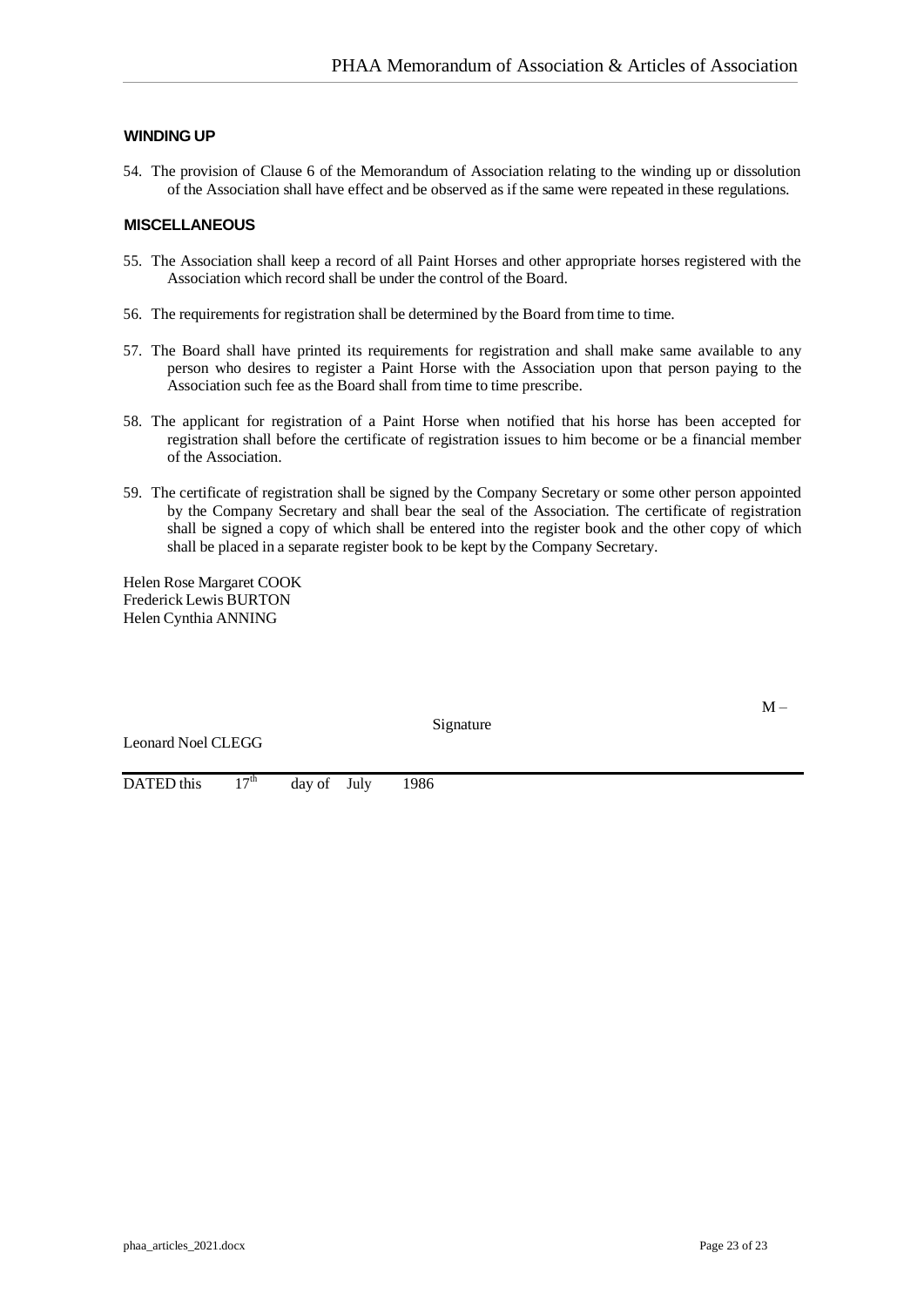## WINDING UP

54. The provision of Clause 6 of the Memorandum of Association relating to the winding up or dissolution of the Association shall have effect and be observed as if the same were repeated in these regulations.

## MISCELLANEOUS

55. The Association shall keep a record of all Paint Horses and other appropriate horses registered with the Association which record shall be under the control of the Board.

56. The requirements for registration shall be determined by the Board from time to time.

57. The Board shall have printed its requirements for registration and shall make same available to any person who desires to register a Paint Horse with the Association upon that person paying to the Association such fee as the Board shall from time to time prescribe.

58. The applicant for registration of a Paint Horse when notified that his horse has been accepted for registration shall before the certificate of registration issues to him become or be a financial member of the Association.

59. The certificate of registration shall be signed by the Company Secretary or some other person appointed by the Company Secretary and shall bear the seal of the Association. The certificate of registration shall be signed a copy of which shall be entered into the register book and the other copy of which shall be placed in a separate register book to be kept by the Company Secretary.

Helen Rose Margaret COOK
Frederick Lewis BURTON
Helen Cynthia ANNING

M –

Signature

Leonard Noel CLEGG

DATED this 17th day of July 1986